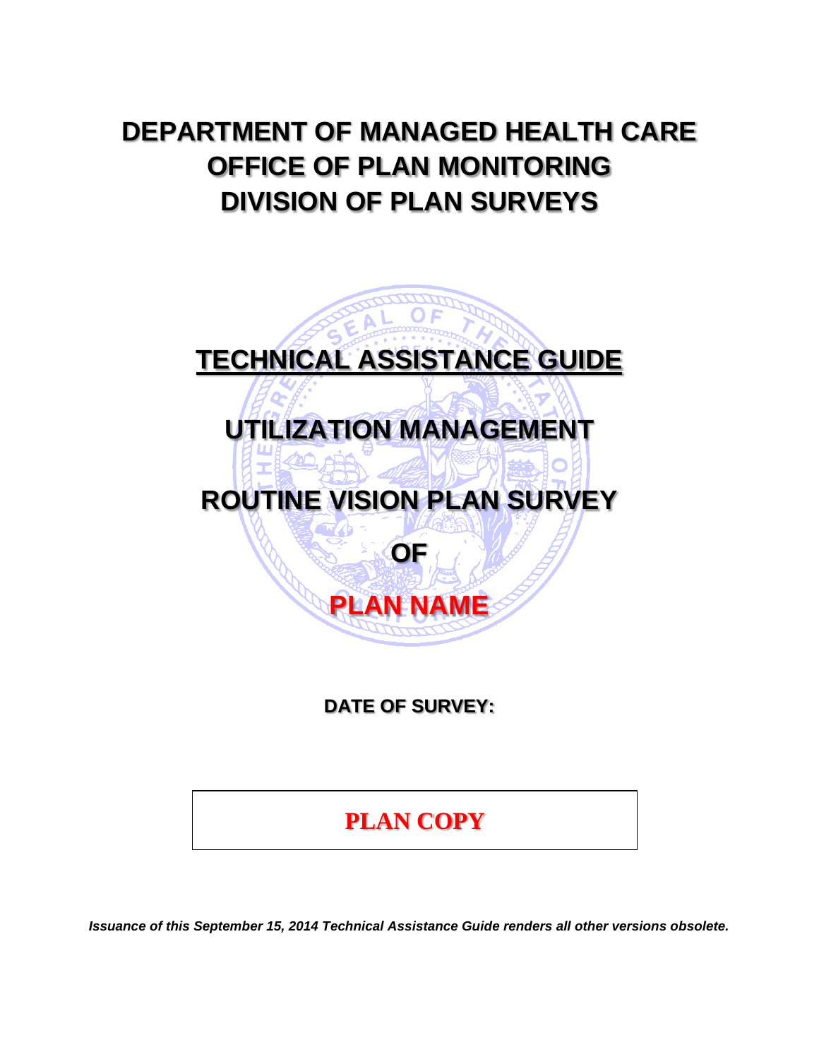# DEPARTMENT OF MANAGED HEALTH CARE
# OFFICE OF PLAN MONITORING
# DIVISION OF PLAN SURVEYS

## TECHNICAL ASSISTANCE GUIDE

## UTILIZATION MANAGEMENT

## ROUTINE VISION PLAN SURVEY

## OF

## PLAN NAME

**DATE OF SURVEY:**

**PLAN COPY**

***Issuance of this September 15, 2014 Technical Assistance Guide renders all other versions obsolete.***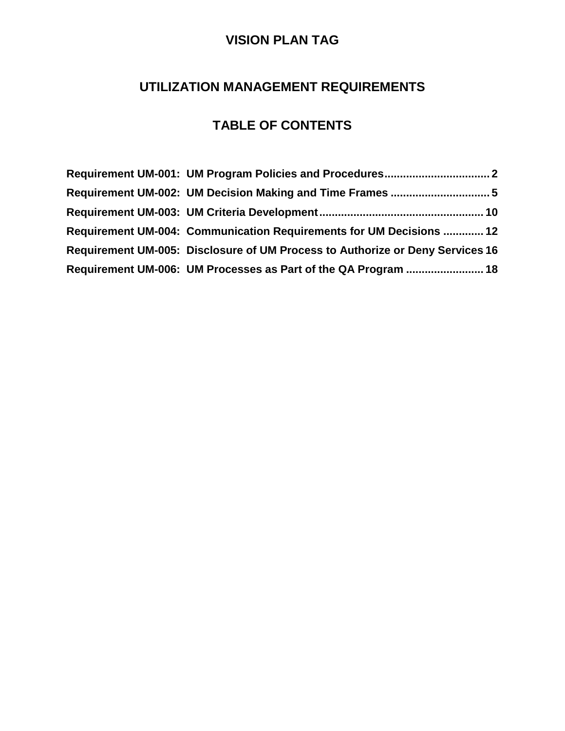# VISION PLAN TAG

## UTILIZATION MANAGEMENT REQUIREMENTS

## TABLE OF CONTENTS

**Requirement UM-001: UM Program Policies and Procedures.................................. 2**
**Requirement UM-002: UM Decision Making and Time Frames ................................ 5**
**Requirement UM-003: UM Criteria Development.................................................... 10**
**Requirement UM-004: Communication Requirements for UM Decisions ............. 12**
**Requirement UM-005: Disclosure of UM Process to Authorize or Deny Services 16**
**Requirement UM-006: UM Processes as Part of the QA Program ......................... 18**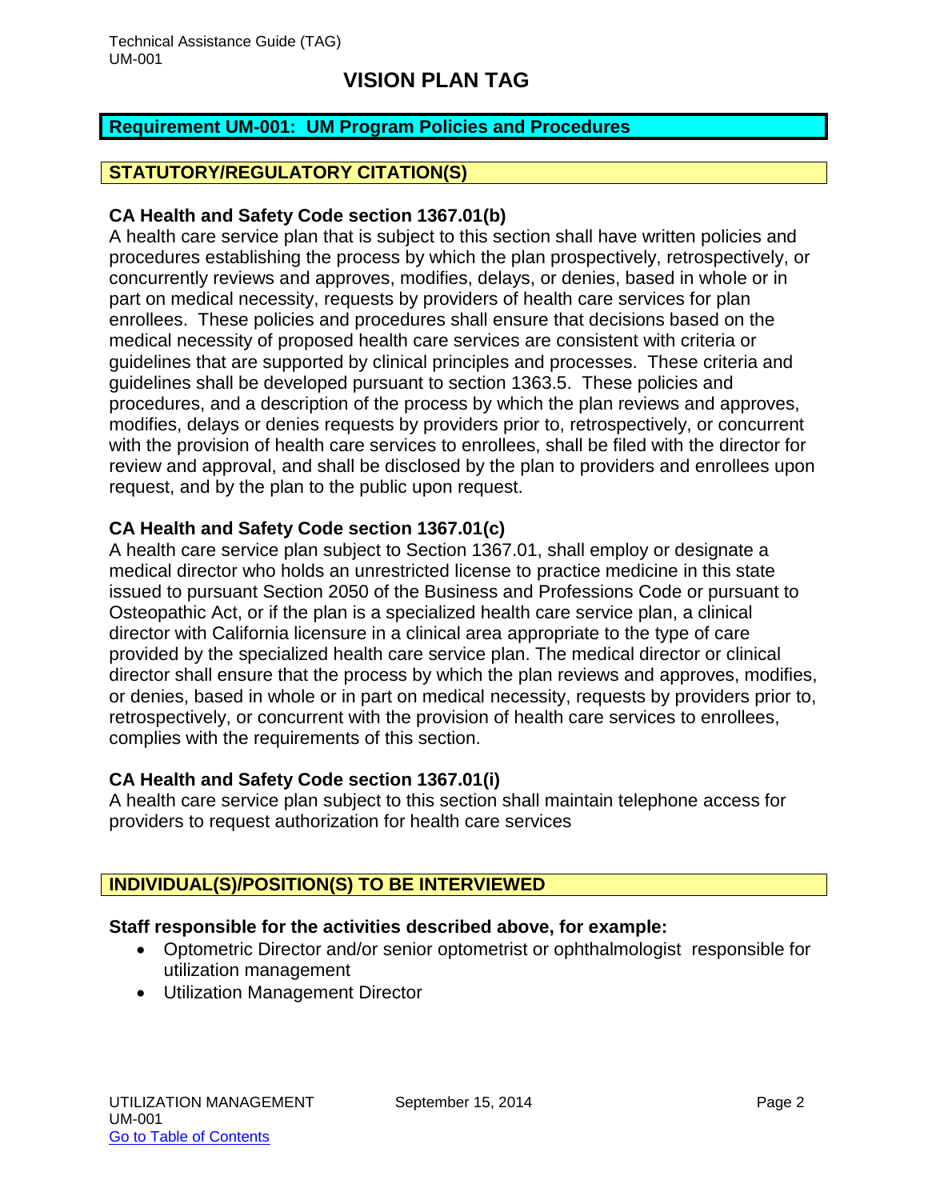# VISION PLAN TAG

## Requirement UM-001: UM Program Policies and Procedures

### STATUTORY/REGULATORY CITATION(S)

**CA Health and Safety Code section 1367.01(b)**
A health care service plan that is subject to this section shall have written policies and procedures establishing the process by which the plan prospectively, retrospectively, or concurrently reviews and approves, modifies, delays, or denies, based in whole or in part on medical necessity, requests by providers of health care services for plan enrollees. These policies and procedures shall ensure that decisions based on the medical necessity of proposed health care services are consistent with criteria or guidelines that are supported by clinical principles and processes. These criteria and guidelines shall be developed pursuant to section 1363.5. These policies and procedures, and a description of the process by which the plan reviews and approves, modifies, delays or denies requests by providers prior to, retrospectively, or concurrent with the provision of health care services to enrollees, shall be filed with the director for review and approval, and shall be disclosed by the plan to providers and enrollees upon request, and by the plan to the public upon request.

**CA Health and Safety Code section 1367.01(c)**
A health care service plan subject to Section 1367.01, shall employ or designate a medical director who holds an unrestricted license to practice medicine in this state issued to pursuant Section 2050 of the Business and Professions Code or pursuant to Osteopathic Act, or if the plan is a specialized health care service plan, a clinical director with California licensure in a clinical area appropriate to the type of care provided by the specialized health care service plan. The medical director or clinical director shall ensure that the process by which the plan reviews and approves, modifies, or denies, based in whole or in part on medical necessity, requests by providers prior to, retrospectively, or concurrent with the provision of health care services to enrollees, complies with the requirements of this section.

**CA Health and Safety Code section 1367.01(i)**
A health care service plan subject to this section shall maintain telephone access for providers to request authorization for health care services

### INDIVIDUAL(S)/POSITION(S) TO BE INTERVIEWED

**Staff responsible for the activities described above, for example:**

- Optometric Director and/or senior optometrist or ophthalmologist responsible for utilization management
- Utilization Management Director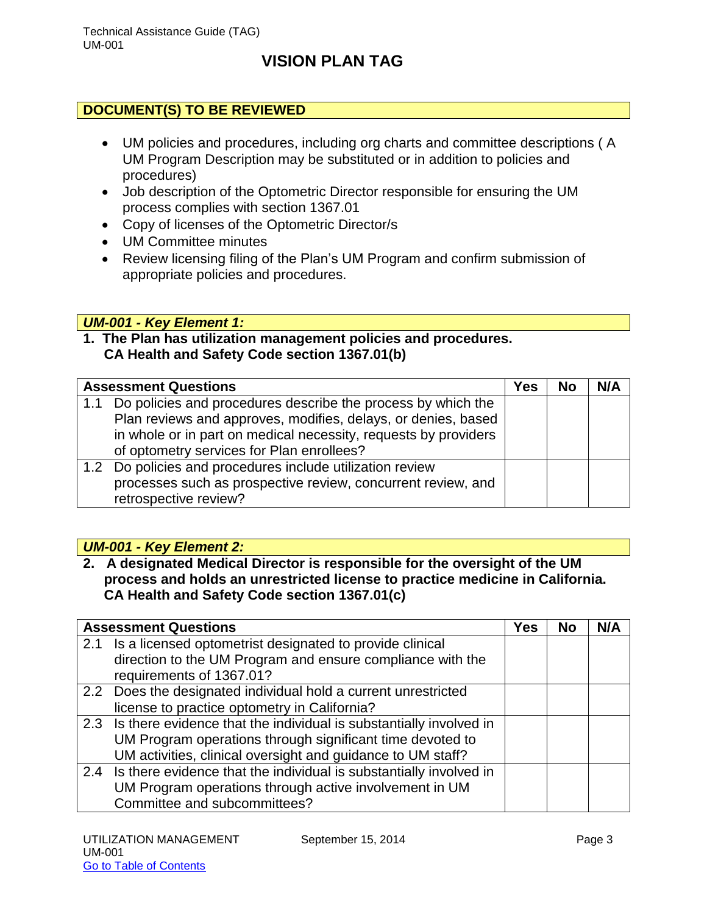# VISION PLAN TAG

## DOCUMENT(S) TO BE REVIEWED

- UM policies and procedures, including org charts and committee descriptions ( A UM Program Description may be substituted or in addition to policies and procedures)
- Job description of the Optometric Director responsible for ensuring the UM process complies with section 1367.01
- Copy of licenses of the Optometric Director/s
- UM Committee minutes
- Review licensing filing of the Plan's UM Program and confirm submission of appropriate policies and procedures.

## *UM-001 - Key Element 1:*

**1. The Plan has utilization management policies and procedures.**
**CA Health and Safety Code section 1367.01(b)**

| Assessment Questions | Yes | No | N/A |
|---|---|---|---|
| 1.1 Do policies and procedures describe the process by which the Plan reviews and approves, modifies, delays, or denies, based in whole or in part on medical necessity, requests by providers of optometry services for Plan enrollees? | | | |
| 1.2 Do policies and procedures include utilization review processes such as prospective review, concurrent review, and retrospective review? | | | |

## *UM-001 - Key Element 2:*

**2. A designated Medical Director is responsible for the oversight of the UM process and holds an unrestricted license to practice medicine in California.**
**CA Health and Safety Code section 1367.01(c)**

| Assessment Questions | Yes | No | N/A |
|---|---|---|---|
| 2.1 Is a licensed optometrist designated to provide clinical direction to the UM Program and ensure compliance with the requirements of 1367.01? | | | |
| 2.2 Does the designated individual hold a current unrestricted license to practice optometry in California? | | | |
| 2.3 Is there evidence that the individual is substantially involved in UM Program operations through significant time devoted to UM activities, clinical oversight and guidance to UM staff? | | | |
| 2.4 Is there evidence that the individual is substantially involved in UM Program operations through active involvement in UM Committee and subcommittees? | | | |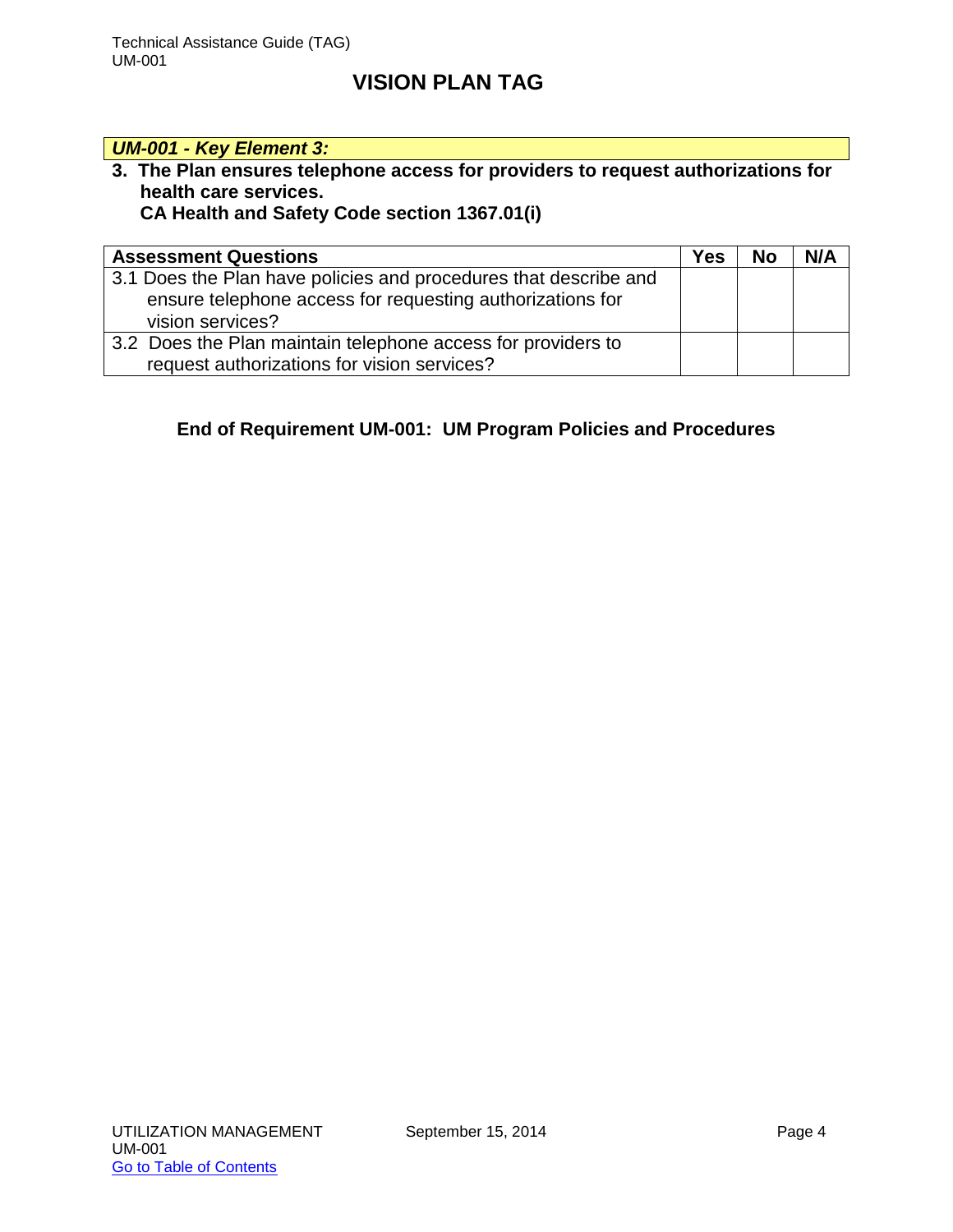# VISION PLAN TAG

***UM-001 - Key Element 3:***

**3. The Plan ensures telephone access for providers to request authorizations for health care services. CA Health and Safety Code section 1367.01(i)**

| Assessment Questions | Yes | No | N/A |
|---|---|---|---|
| 3.1 Does the Plan have policies and procedures that describe and ensure telephone access for requesting authorizations for vision services? | | | |
| 3.2 Does the Plan maintain telephone access for providers to request authorizations for vision services? | | | |

**End of Requirement UM-001: UM Program Policies and Procedures**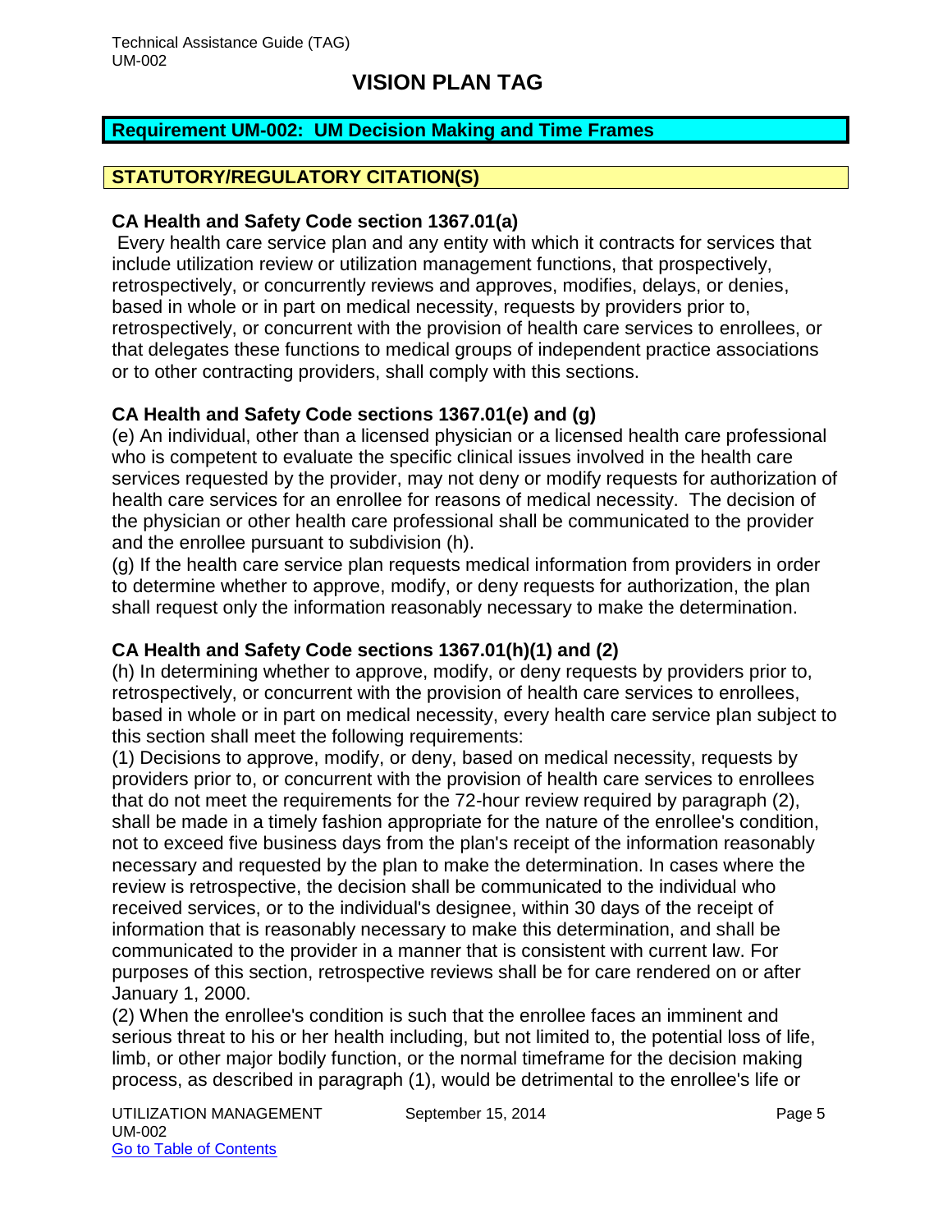Technical Assistance Guide (TAG)
UM-002

# VISION PLAN TAG

## Requirement UM-002: UM Decision Making and Time Frames

### STATUTORY/REGULATORY CITATION(S)

**CA Health and Safety Code section 1367.01(a)**

Every health care service plan and any entity with which it contracts for services that include utilization review or utilization management functions, that prospectively, retrospectively, or concurrently reviews and approves, modifies, delays, or denies, based in whole or in part on medical necessity, requests by providers prior to, retrospectively, or concurrent with the provision of health care services to enrollees, or that delegates these functions to medical groups of independent practice associations or to other contracting providers, shall comply with this sections.

**CA Health and Safety Code sections 1367.01(e) and (g)**

(e) An individual, other than a licensed physician or a licensed health care professional who is competent to evaluate the specific clinical issues involved in the health care services requested by the provider, may not deny or modify requests for authorization of health care services for an enrollee for reasons of medical necessity. The decision of the physician or other health care professional shall be communicated to the provider and the enrollee pursuant to subdivision (h).

(g) If the health care service plan requests medical information from providers in order to determine whether to approve, modify, or deny requests for authorization, the plan shall request only the information reasonably necessary to make the determination.

**CA Health and Safety Code sections 1367.01(h)(1) and (2)**

(h) In determining whether to approve, modify, or deny requests by providers prior to, retrospectively, or concurrent with the provision of health care services to enrollees, based in whole or in part on medical necessity, every health care service plan subject to this section shall meet the following requirements:

(1) Decisions to approve, modify, or deny, based on medical necessity, requests by providers prior to, or concurrent with the provision of health care services to enrollees that do not meet the requirements for the 72-hour review required by paragraph (2), shall be made in a timely fashion appropriate for the nature of the enrollee's condition, not to exceed five business days from the plan's receipt of the information reasonably necessary and requested by the plan to make the determination. In cases where the review is retrospective, the decision shall be communicated to the individual who received services, or to the individual's designee, within 30 days of the receipt of information that is reasonably necessary to make this determination, and shall be communicated to the provider in a manner that is consistent with current law. For purposes of this section, retrospective reviews shall be for care rendered on or after January 1, 2000.

(2) When the enrollee's condition is such that the enrollee faces an imminent and serious threat to his or her health including, but not limited to, the potential loss of life, limb, or other major bodily function, or the normal timeframe for the decision making process, as described in paragraph (1), would be detrimental to the enrollee's life or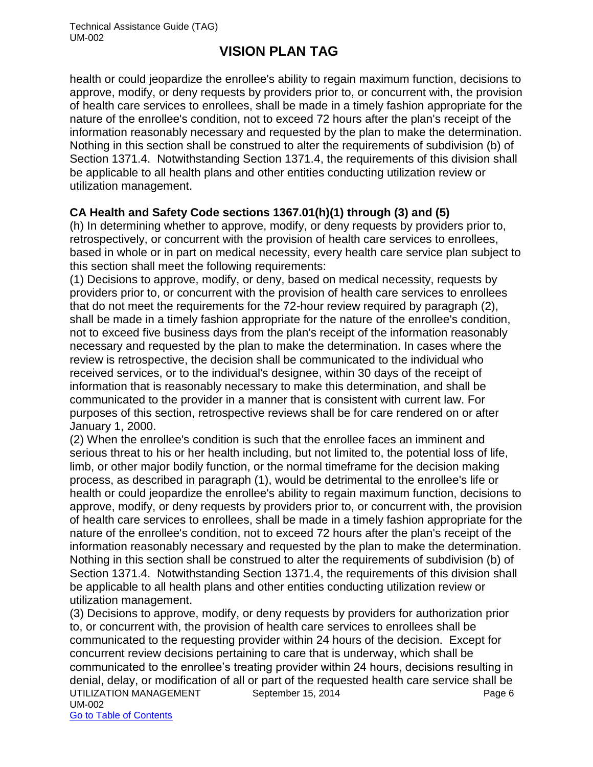health or could jeopardize the enrollee's ability to regain maximum function, decisions to approve, modify, or deny requests by providers prior to, or concurrent with, the provision of health care services to enrollees, shall be made in a timely fashion appropriate for the nature of the enrollee's condition, not to exceed 72 hours after the plan's receipt of the information reasonably necessary and requested by the plan to make the determination. Nothing in this section shall be construed to alter the requirements of subdivision (b) of Section 1371.4. Notwithstanding Section 1371.4, the requirements of this division shall be applicable to all health plans and other entities conducting utilization review or utilization management.

**CA Health and Safety Code sections 1367.01(h)(1) through (3) and (5)**

(h) In determining whether to approve, modify, or deny requests by providers prior to, retrospectively, or concurrent with the provision of health care services to enrollees, based in whole or in part on medical necessity, every health care service plan subject to this section shall meet the following requirements:

(1) Decisions to approve, modify, or deny, based on medical necessity, requests by providers prior to, or concurrent with the provision of health care services to enrollees that do not meet the requirements for the 72-hour review required by paragraph (2), shall be made in a timely fashion appropriate for the nature of the enrollee's condition, not to exceed five business days from the plan's receipt of the information reasonably necessary and requested by the plan to make the determination. In cases where the review is retrospective, the decision shall be communicated to the individual who received services, or to the individual's designee, within 30 days of the receipt of information that is reasonably necessary to make this determination, and shall be communicated to the provider in a manner that is consistent with current law. For purposes of this section, retrospective reviews shall be for care rendered on or after January 1, 2000.

(2) When the enrollee's condition is such that the enrollee faces an imminent and serious threat to his or her health including, but not limited to, the potential loss of life, limb, or other major bodily function, or the normal timeframe for the decision making process, as described in paragraph (1), would be detrimental to the enrollee's life or health or could jeopardize the enrollee's ability to regain maximum function, decisions to approve, modify, or deny requests by providers prior to, or concurrent with, the provision of health care services to enrollees, shall be made in a timely fashion appropriate for the nature of the enrollee's condition, not to exceed 72 hours after the plan's receipt of the information reasonably necessary and requested by the plan to make the determination. Nothing in this section shall be construed to alter the requirements of subdivision (b) of Section 1371.4. Notwithstanding Section 1371.4, the requirements of this division shall be applicable to all health plans and other entities conducting utilization review or utilization management.

(3) Decisions to approve, modify, or deny requests by providers for authorization prior to, or concurrent with, the provision of health care services to enrollees shall be communicated to the requesting provider within 24 hours of the decision. Except for concurrent review decisions pertaining to care that is underway, which shall be communicated to the enrollee's treating provider within 24 hours, decisions resulting in denial, delay, or modification of all or part of the requested health care service shall be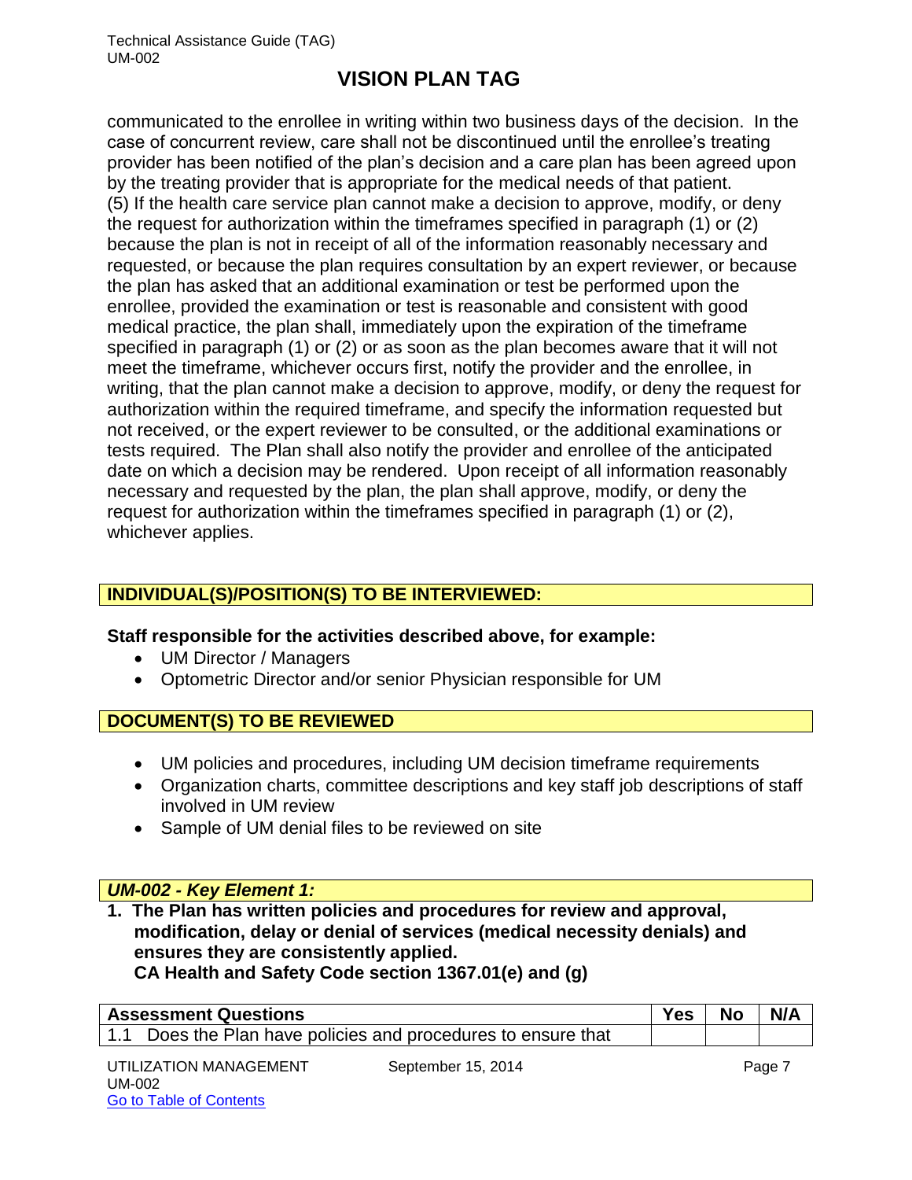communicated to the enrollee in writing within two business days of the decision. In the case of concurrent review, care shall not be discontinued until the enrollee's treating provider has been notified of the plan's decision and a care plan has been agreed upon by the treating provider that is appropriate for the medical needs of that patient.
(5) If the health care service plan cannot make a decision to approve, modify, or deny the request for authorization within the timeframes specified in paragraph (1) or (2) because the plan is not in receipt of all of the information reasonably necessary and requested, or because the plan requires consultation by an expert reviewer, or because the plan has asked that an additional examination or test be performed upon the enrollee, provided the examination or test is reasonable and consistent with good medical practice, the plan shall, immediately upon the expiration of the timeframe specified in paragraph (1) or (2) or as soon as the plan becomes aware that it will not meet the timeframe, whichever occurs first, notify the provider and the enrollee, in writing, that the plan cannot make a decision to approve, modify, or deny the request for authorization within the required timeframe, and specify the information requested but not received, or the expert reviewer to be consulted, or the additional examinations or tests required. The Plan shall also notify the provider and enrollee of the anticipated date on which a decision may be rendered. Upon receipt of all information reasonably necessary and requested by the plan, the plan shall approve, modify, or deny the request for authorization within the timeframes specified in paragraph (1) or (2), whichever applies.

## INDIVIDUAL(S)/POSITION(S) TO BE INTERVIEWED:

**Staff responsible for the activities described above, for example:**

- UM Director / Managers
- Optometric Director and/or senior Physician responsible for UM

## DOCUMENT(S) TO BE REVIEWED

- UM policies and procedures, including UM decision timeframe requirements
- Organization charts, committee descriptions and key staff job descriptions of staff involved in UM review
- Sample of UM denial files to be reviewed on site

## *UM-002 - Key Element 1:*

**1. The Plan has written policies and procedures for review and approval, modification, delay or denial of services (medical necessity denials) and ensures they are consistently applied.**
**CA Health and Safety Code section 1367.01(e) and (g)**

| Assessment Questions | Yes | No | N/A |
|---|---|---|---|
| 1.1 Does the Plan have policies and procedures to ensure that | | | |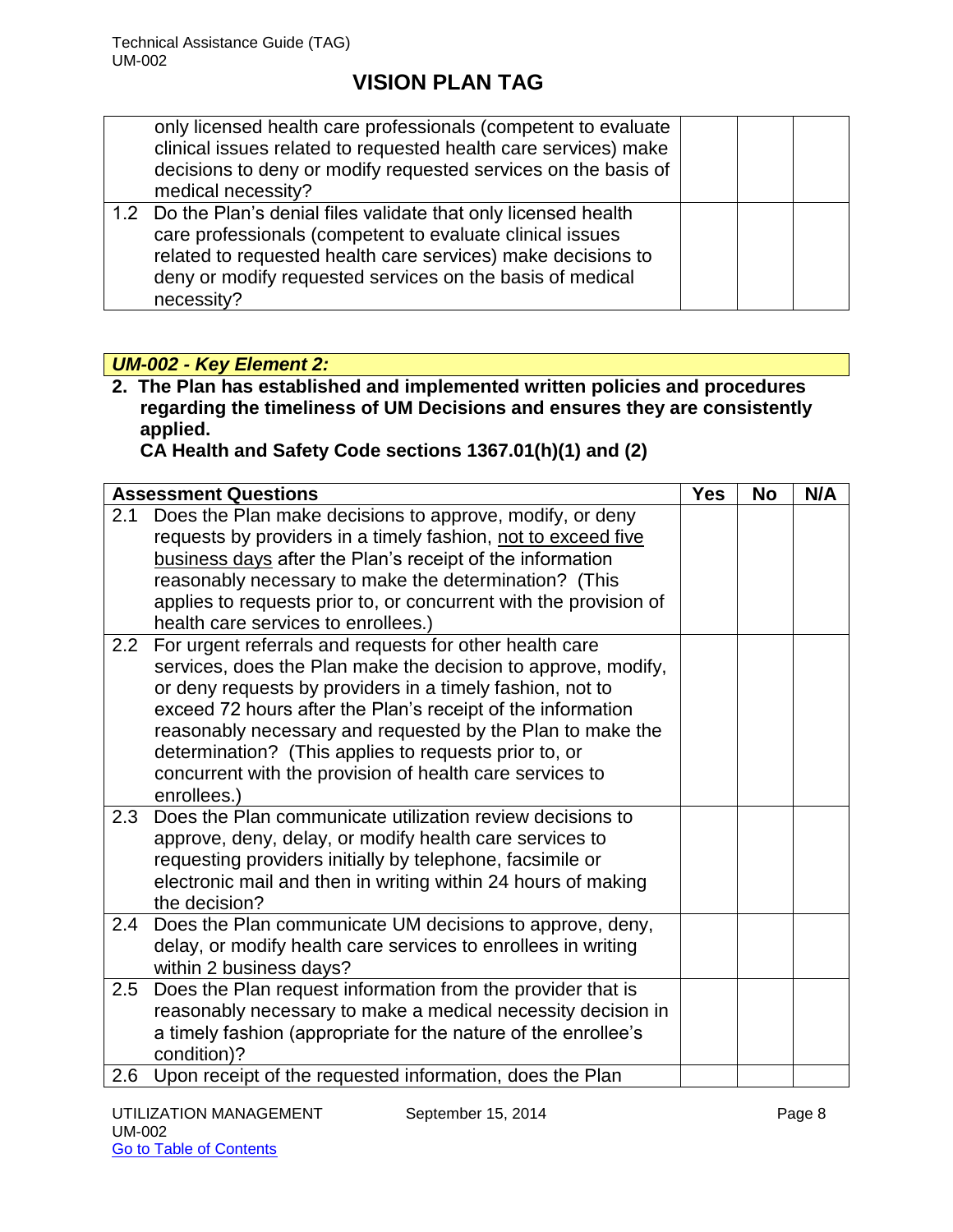| | | | |
|---|---|---|---|
| only licensed health care professionals (competent to evaluate clinical issues related to requested health care services) make decisions to deny or modify requested services on the basis of medical necessity? | | | |
| 1.2 Do the Plan's denial files validate that only licensed health care professionals (competent to evaluate clinical issues related to requested health care services) make decisions to deny or modify requested services on the basis of medical necessity? | | | |

***UM-002 - Key Element 2:***

**2. The Plan has established and implemented written policies and procedures regarding the timeliness of UM Decisions and ensures they are consistently applied.**
**CA Health and Safety Code sections 1367.01(h)(1) and (2)**

| Assessment Questions | Yes | No | N/A |
|---|---|---|---|
| 2.1 Does the Plan make decisions to approve, modify, or deny requests by providers in a timely fashion, not to exceed five business days after the Plan's receipt of the information reasonably necessary to make the determination? (This applies to requests prior to, or concurrent with the provision of health care services to enrollees.) | | | |
| 2.2 For urgent referrals and requests for other health care services, does the Plan make the decision to approve, modify, or deny requests by providers in a timely fashion, not to exceed 72 hours after the Plan's receipt of the information reasonably necessary and requested by the Plan to make the determination? (This applies to requests prior to, or concurrent with the provision of health care services to enrollees.) | | | |
| 2.3 Does the Plan communicate utilization review decisions to approve, deny, delay, or modify health care services to requesting providers initially by telephone, facsimile or electronic mail and then in writing within 24 hours of making the decision? | | | |
| 2.4 Does the Plan communicate UM decisions to approve, deny, delay, or modify health care services to enrollees in writing within 2 business days? | | | |
| 2.5 Does the Plan request information from the provider that is reasonably necessary to make a medical necessity decision in a timely fashion (appropriate for the nature of the enrollee's condition)? | | | |
| 2.6 Upon receipt of the requested information, does the Plan | | | |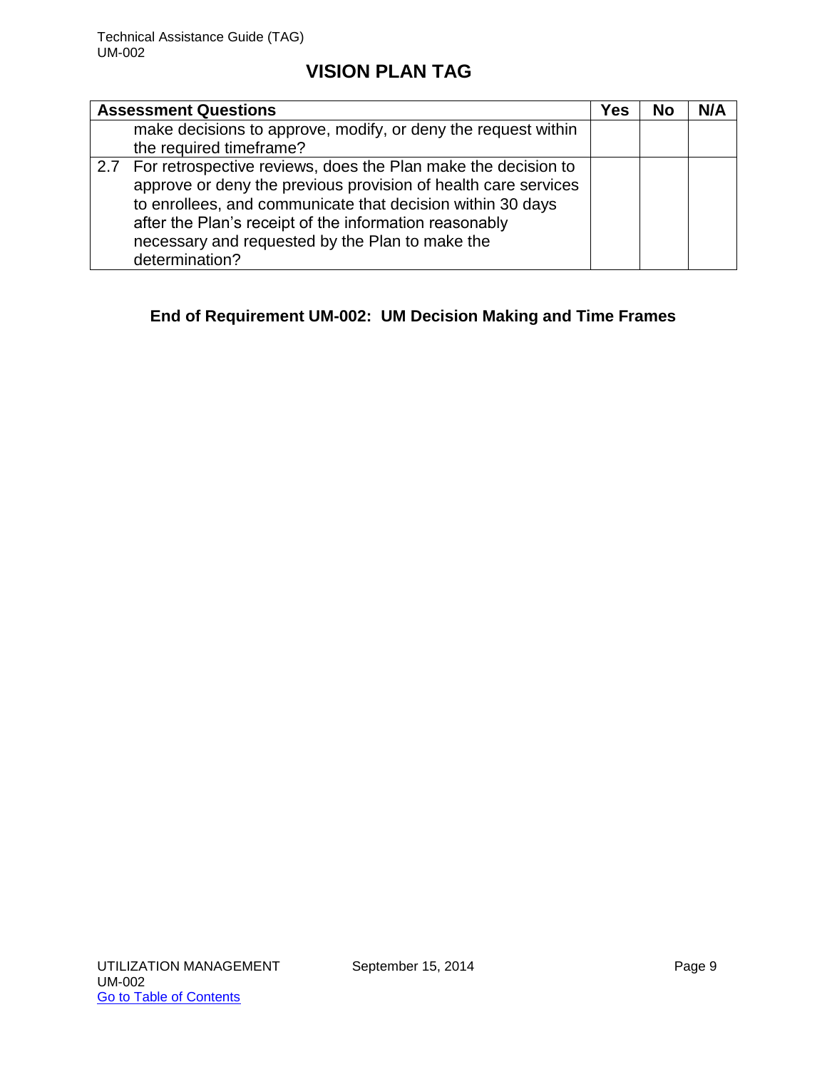| Assessment Questions | Yes | No | N/A |
|---|---|---|---|
| make decisions to approve, modify, or deny the request within the required timeframe? | | | |
| 2.7 For retrospective reviews, does the Plan make the decision to approve or deny the previous provision of health care services to enrollees, and communicate that decision within 30 days after the Plan's receipt of the information reasonably necessary and requested by the Plan to make the determination? | | | |

**End of Requirement UM-002: UM Decision Making and Time Frames**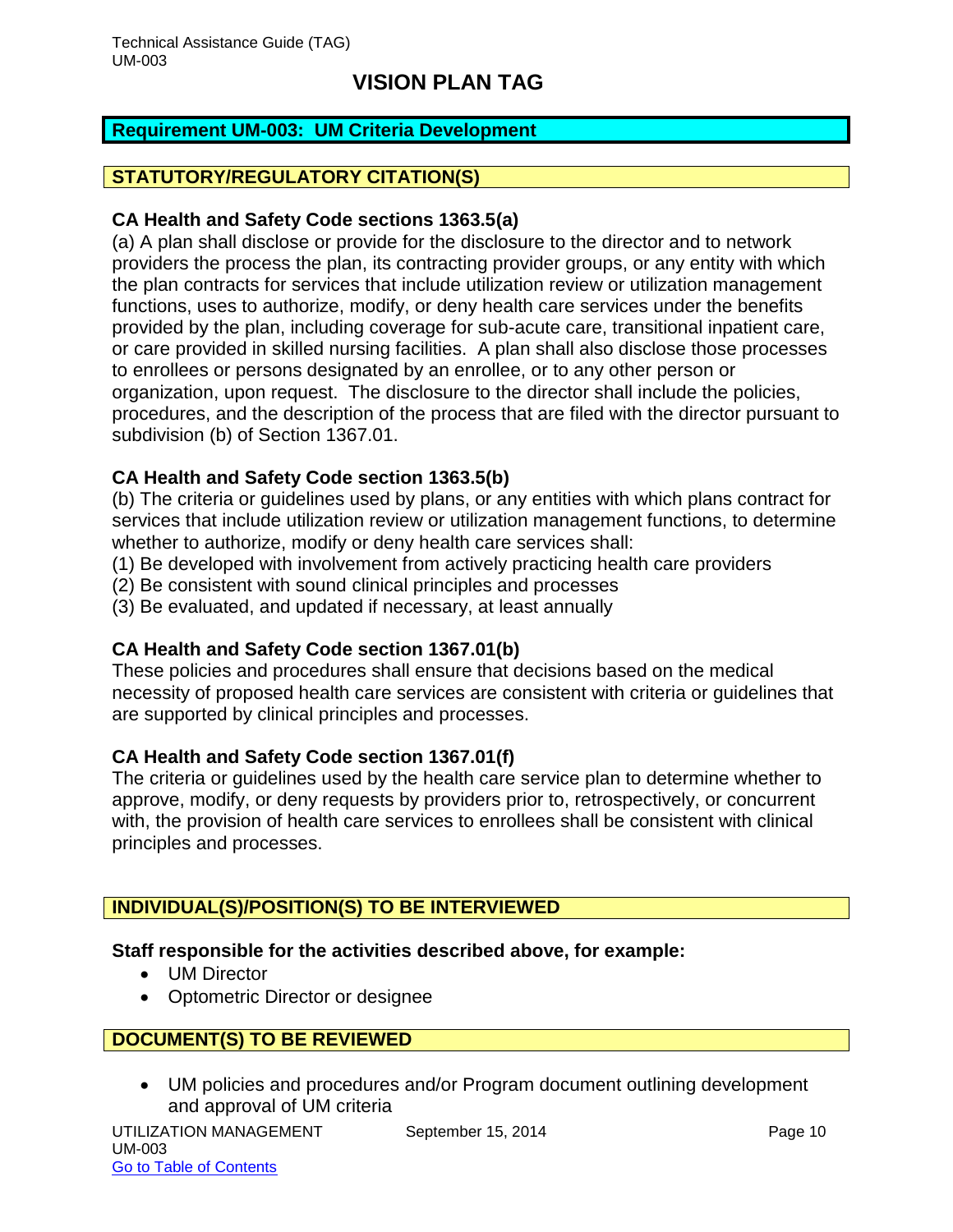## Requirement UM-003: UM Criteria Development

### STATUTORY/REGULATORY CITATION(S)

**CA Health and Safety Code sections 1363.5(a)**
(a) A plan shall disclose or provide for the disclosure to the director and to network providers the process the plan, its contracting provider groups, or any entity with which the plan contracts for services that include utilization review or utilization management functions, uses to authorize, modify, or deny health care services under the benefits provided by the plan, including coverage for sub-acute care, transitional inpatient care, or care provided in skilled nursing facilities. A plan shall also disclose those processes to enrollees or persons designated by an enrollee, or to any other person or organization, upon request. The disclosure to the director shall include the policies, procedures, and the description of the process that are filed with the director pursuant to subdivision (b) of Section 1367.01.

**CA Health and Safety Code section 1363.5(b)**
(b) The criteria or guidelines used by plans, or any entities with which plans contract for services that include utilization review or utilization management functions, to determine whether to authorize, modify or deny health care services shall:
(1) Be developed with involvement from actively practicing health care providers
(2) Be consistent with sound clinical principles and processes
(3) Be evaluated, and updated if necessary, at least annually

**CA Health and Safety Code section 1367.01(b)**
These policies and procedures shall ensure that decisions based on the medical necessity of proposed health care services are consistent with criteria or guidelines that are supported by clinical principles and processes.

**CA Health and Safety Code section 1367.01(f)**
The criteria or guidelines used by the health care service plan to determine whether to approve, modify, or deny requests by providers prior to, retrospectively, or concurrent with, the provision of health care services to enrollees shall be consistent with clinical principles and processes.

### INDIVIDUAL(S)/POSITION(S) TO BE INTERVIEWED

**Staff responsible for the activities described above, for example:**

- UM Director
- Optometric Director or designee

### DOCUMENT(S) TO BE REVIEWED

- UM policies and procedures and/or Program document outlining development and approval of UM criteria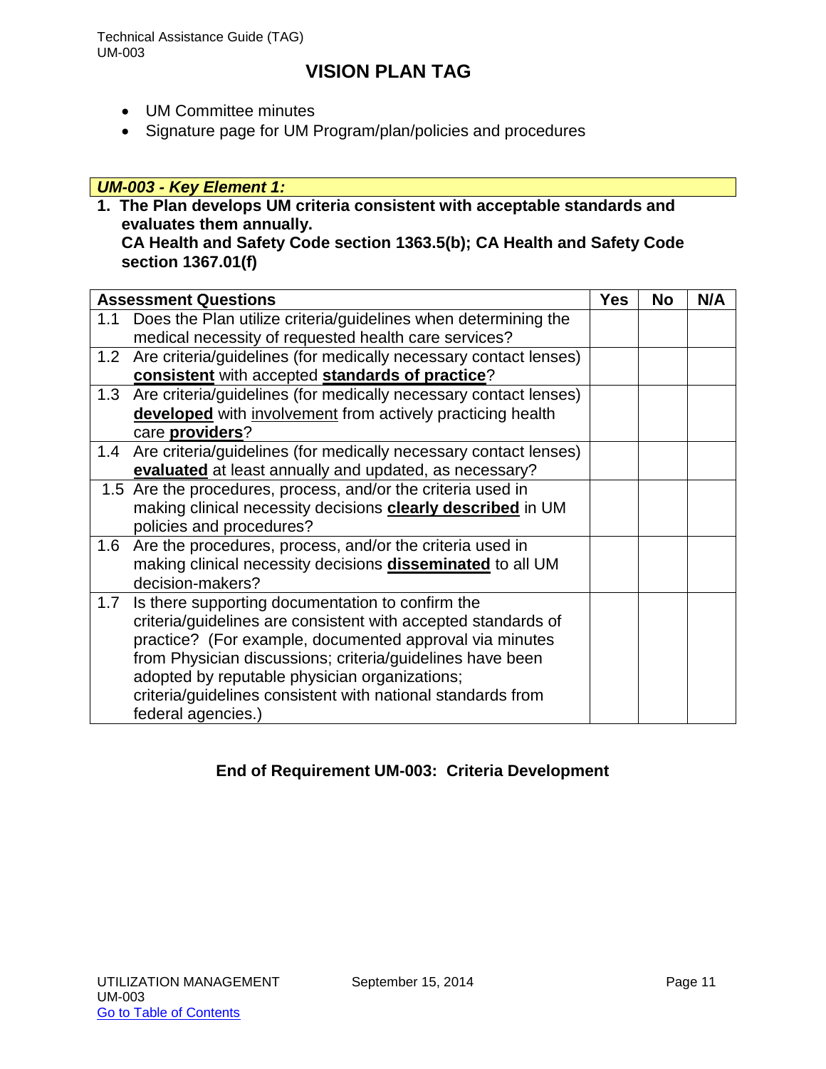## VISION PLAN TAG

- UM Committee minutes
- Signature page for UM Program/plan/policies and procedures

***UM-003 - Key Element 1:***

**1. The Plan develops UM criteria consistent with acceptable standards and evaluates them annually.
CA Health and Safety Code section 1363.5(b); CA Health and Safety Code section 1367.01(f)**

| Assessment Questions | Yes | No | N/A |
|---|---|---|---|
| 1.1 Does the Plan utilize criteria/guidelines when determining the medical necessity of requested health care services? | | | |
| 1.2 Are criteria/guidelines (for medically necessary contact lenses) **consistent** with accepted **standards of practice**? | | | |
| 1.3 Are criteria/guidelines (for medically necessary contact lenses) **developed** with involvement from actively practicing health care **providers**? | | | |
| 1.4 Are criteria/guidelines (for medically necessary contact lenses) **evaluated** at least annually and updated, as necessary? | | | |
| 1.5 Are the procedures, process, and/or the criteria used in making clinical necessity decisions **clearly described** in UM policies and procedures? | | | |
| 1.6 Are the procedures, process, and/or the criteria used in making clinical necessity decisions **disseminated** to all UM decision-makers? | | | |
| 1.7 Is there supporting documentation to confirm the criteria/guidelines are consistent with accepted standards of practice? (For example, documented approval via minutes from Physician discussions; criteria/guidelines have been adopted by reputable physician organizations; criteria/guidelines consistent with national standards from federal agencies.) | | | |

**End of Requirement UM-003: Criteria Development**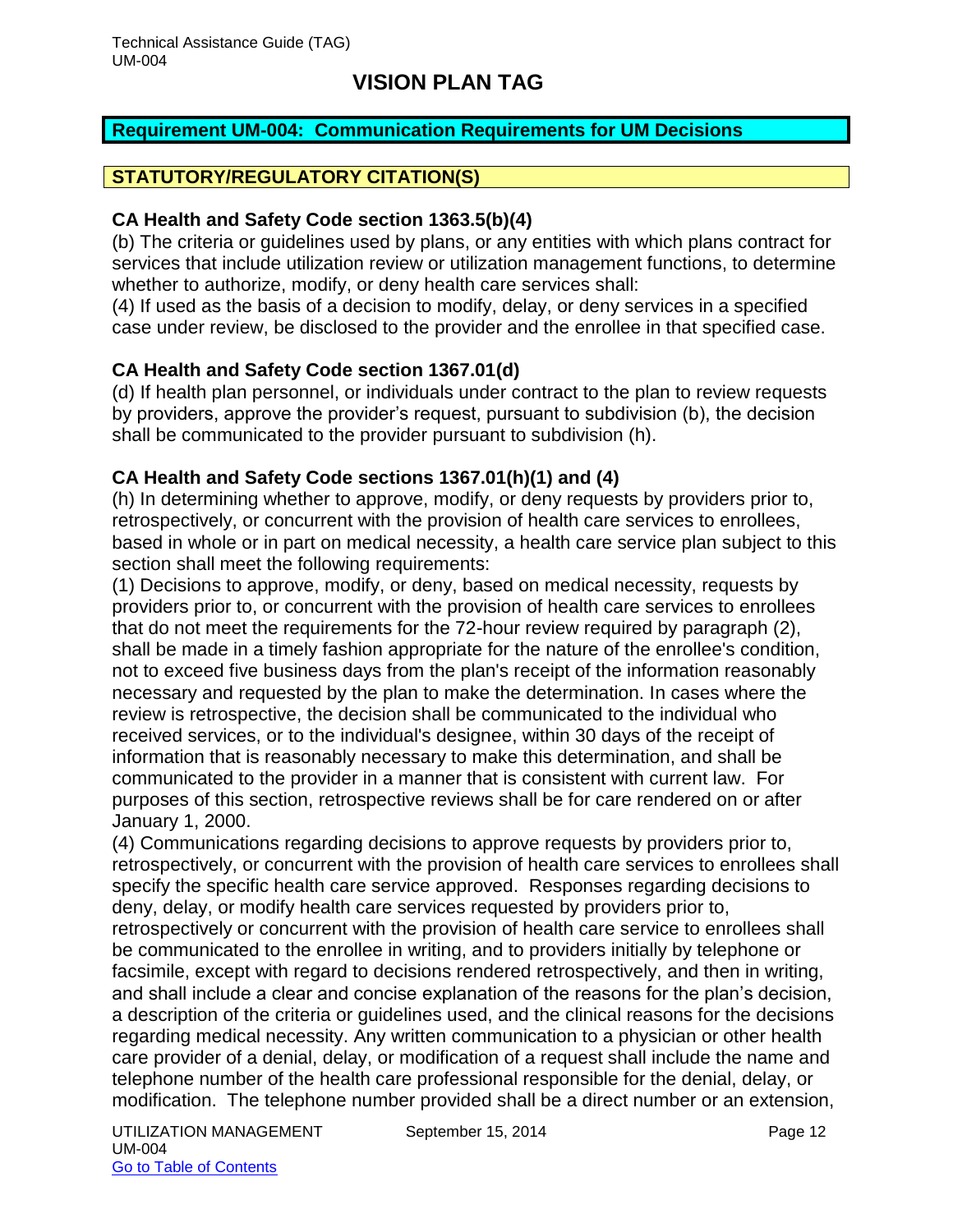# VISION PLAN TAG

## Requirement UM-004: Communication Requirements for UM Decisions

### STATUTORY/REGULATORY CITATION(S)

**CA Health and Safety Code section 1363.5(b)(4)**

(b) The criteria or guidelines used by plans, or any entities with which plans contract for services that include utilization review or utilization management functions, to determine whether to authorize, modify, or deny health care services shall:

(4) If used as the basis of a decision to modify, delay, or deny services in a specified case under review, be disclosed to the provider and the enrollee in that specified case.

**CA Health and Safety Code section 1367.01(d)**

(d) If health plan personnel, or individuals under contract to the plan to review requests by providers, approve the provider's request, pursuant to subdivision (b), the decision shall be communicated to the provider pursuant to subdivision (h).

**CA Health and Safety Code sections 1367.01(h)(1) and (4)**

(h) In determining whether to approve, modify, or deny requests by providers prior to, retrospectively, or concurrent with the provision of health care services to enrollees, based in whole or in part on medical necessity, a health care service plan subject to this section shall meet the following requirements:

(1) Decisions to approve, modify, or deny, based on medical necessity, requests by providers prior to, or concurrent with the provision of health care services to enrollees that do not meet the requirements for the 72-hour review required by paragraph (2), shall be made in a timely fashion appropriate for the nature of the enrollee's condition, not to exceed five business days from the plan's receipt of the information reasonably necessary and requested by the plan to make the determination. In cases where the review is retrospective, the decision shall be communicated to the individual who received services, or to the individual's designee, within 30 days of the receipt of information that is reasonably necessary to make this determination, and shall be communicated to the provider in a manner that is consistent with current law. For purposes of this section, retrospective reviews shall be for care rendered on or after January 1, 2000.

(4) Communications regarding decisions to approve requests by providers prior to, retrospectively, or concurrent with the provision of health care services to enrollees shall specify the specific health care service approved. Responses regarding decisions to deny, delay, or modify health care services requested by providers prior to, retrospectively or concurrent with the provision of health care service to enrollees shall be communicated to the enrollee in writing, and to providers initially by telephone or facsimile, except with regard to decisions rendered retrospectively, and then in writing, and shall include a clear and concise explanation of the reasons for the plan's decision, a description of the criteria or guidelines used, and the clinical reasons for the decisions regarding medical necessity. Any written communication to a physician or other health care provider of a denial, delay, or modification of a request shall include the name and telephone number of the health care professional responsible for the denial, delay, or modification. The telephone number provided shall be a direct number or an extension,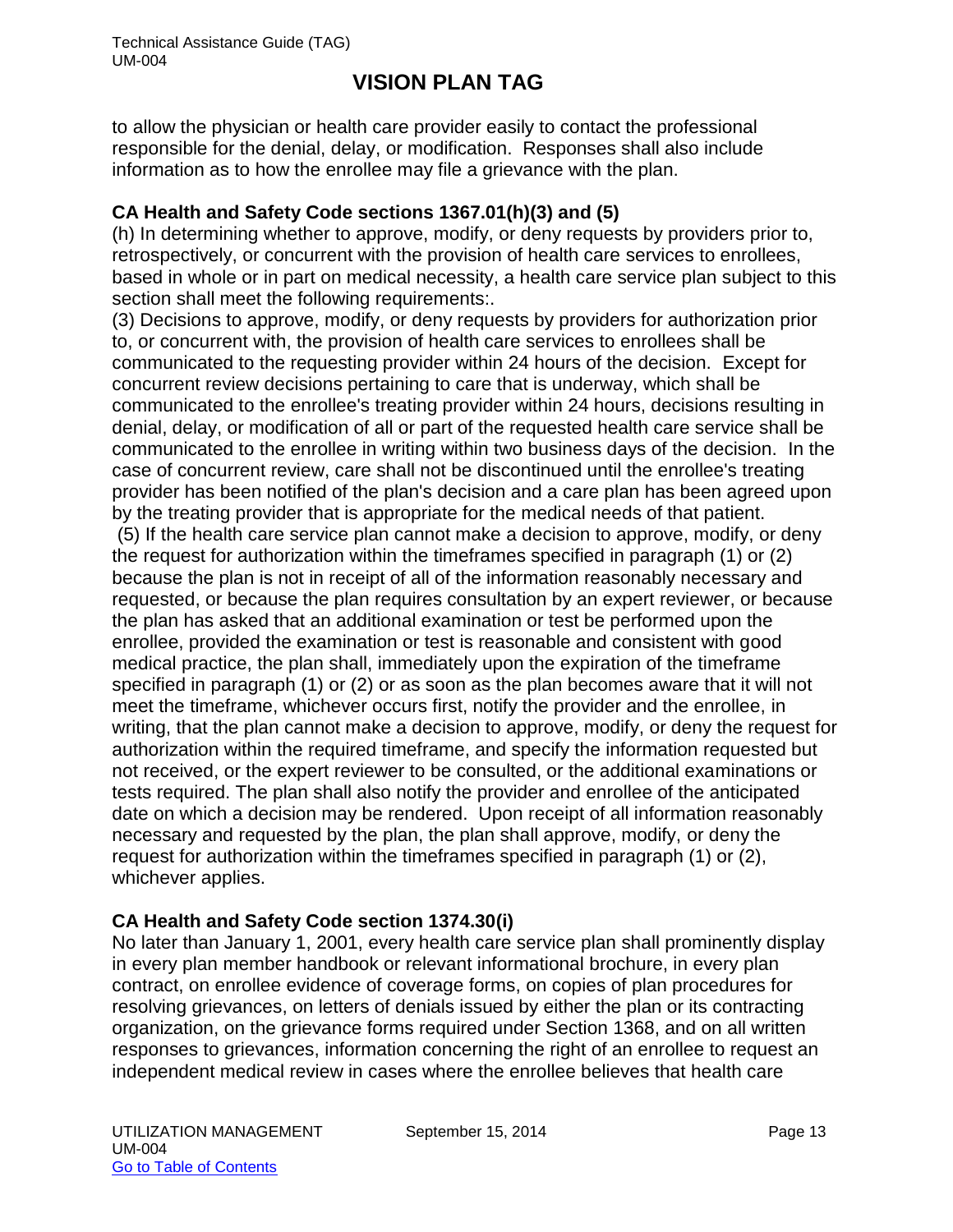to allow the physician or health care provider easily to contact the professional responsible for the denial, delay, or modification. Responses shall also include information as to how the enrollee may file a grievance with the plan.

**CA Health and Safety Code sections 1367.01(h)(3) and (5)**

(h) In determining whether to approve, modify, or deny requests by providers prior to, retrospectively, or concurrent with the provision of health care services to enrollees, based in whole or in part on medical necessity, a health care service plan subject to this section shall meet the following requirements:.

(3) Decisions to approve, modify, or deny requests by providers for authorization prior to, or concurrent with, the provision of health care services to enrollees shall be communicated to the requesting provider within 24 hours of the decision. Except for concurrent review decisions pertaining to care that is underway, which shall be communicated to the enrollee's treating provider within 24 hours, decisions resulting in denial, delay, or modification of all or part of the requested health care service shall be communicated to the enrollee in writing within two business days of the decision. In the case of concurrent review, care shall not be discontinued until the enrollee's treating provider has been notified of the plan's decision and a care plan has been agreed upon by the treating provider that is appropriate for the medical needs of that patient.

(5) If the health care service plan cannot make a decision to approve, modify, or deny the request for authorization within the timeframes specified in paragraph (1) or (2) because the plan is not in receipt of all of the information reasonably necessary and requested, or because the plan requires consultation by an expert reviewer, or because the plan has asked that an additional examination or test be performed upon the enrollee, provided the examination or test is reasonable and consistent with good medical practice, the plan shall, immediately upon the expiration of the timeframe specified in paragraph (1) or (2) or as soon as the plan becomes aware that it will not meet the timeframe, whichever occurs first, notify the provider and the enrollee, in writing, that the plan cannot make a decision to approve, modify, or deny the request for authorization within the required timeframe, and specify the information requested but not received, or the expert reviewer to be consulted, or the additional examinations or tests required. The plan shall also notify the provider and enrollee of the anticipated date on which a decision may be rendered. Upon receipt of all information reasonably necessary and requested by the plan, the plan shall approve, modify, or deny the request for authorization within the timeframes specified in paragraph (1) or (2), whichever applies.

**CA Health and Safety Code section 1374.30(i)**

No later than January 1, 2001, every health care service plan shall prominently display in every plan member handbook or relevant informational brochure, in every plan contract, on enrollee evidence of coverage forms, on copies of plan procedures for resolving grievances, on letters of denials issued by either the plan or its contracting organization, on the grievance forms required under Section 1368, and on all written responses to grievances, information concerning the right of an enrollee to request an independent medical review in cases where the enrollee believes that health care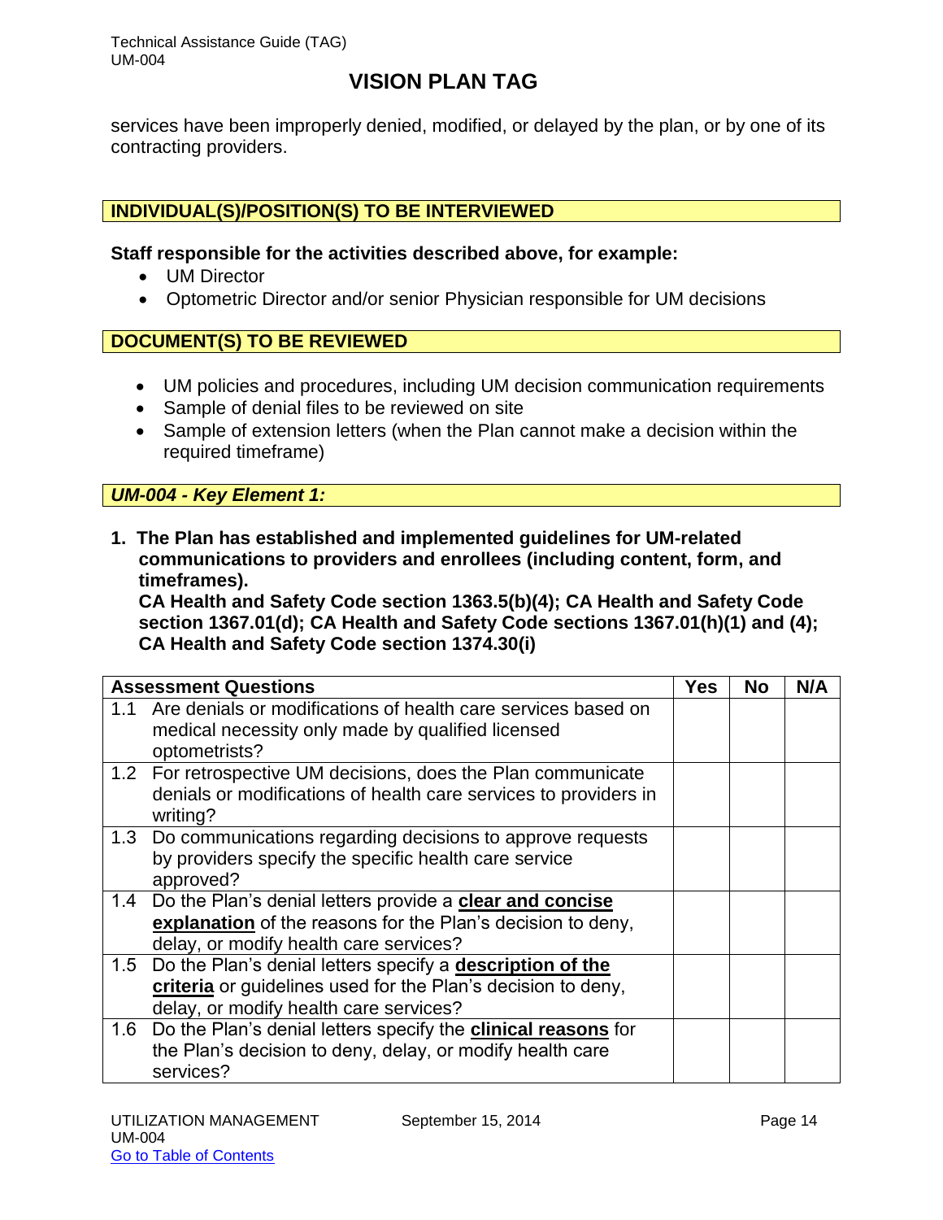services have been improperly denied, modified, or delayed by the plan, or by one of its contracting providers.

## INDIVIDUAL(S)/POSITION(S) TO BE INTERVIEWED

**Staff responsible for the activities described above, for example:**

- UM Director
- Optometric Director and/or senior Physician responsible for UM decisions

## DOCUMENT(S) TO BE REVIEWED

- UM policies and procedures, including UM decision communication requirements
- Sample of denial files to be reviewed on site
- Sample of extension letters (when the Plan cannot make a decision within the required timeframe)

## *UM-004 - Key Element 1:*

**1. The Plan has established and implemented guidelines for UM-related communications to providers and enrollees (including content, form, and timeframes).**
**CA Health and Safety Code section 1363.5(b)(4); CA Health and Safety Code section 1367.01(d); CA Health and Safety Code sections 1367.01(h)(1) and (4); CA Health and Safety Code section 1374.30(i)**

| Assessment Questions | Yes | No | N/A |
|---|---|---|---|
| 1.1 Are denials or modifications of health care services based on medical necessity only made by qualified licensed optometrists? | | | |
| 1.2 For retrospective UM decisions, does the Plan communicate denials or modifications of health care services to providers in writing? | | | |
| 1.3 Do communications regarding decisions to approve requests by providers specify the specific health care service approved? | | | |
| 1.4 Do the Plan's denial letters provide a **clear and concise explanation** of the reasons for the Plan's decision to deny, delay, or modify health care services? | | | |
| 1.5 Do the Plan's denial letters specify a **description of the criteria** or guidelines used for the Plan's decision to deny, delay, or modify health care services? | | | |
| 1.6 Do the Plan's denial letters specify the **clinical reasons** for the Plan's decision to deny, delay, or modify health care services? | | | |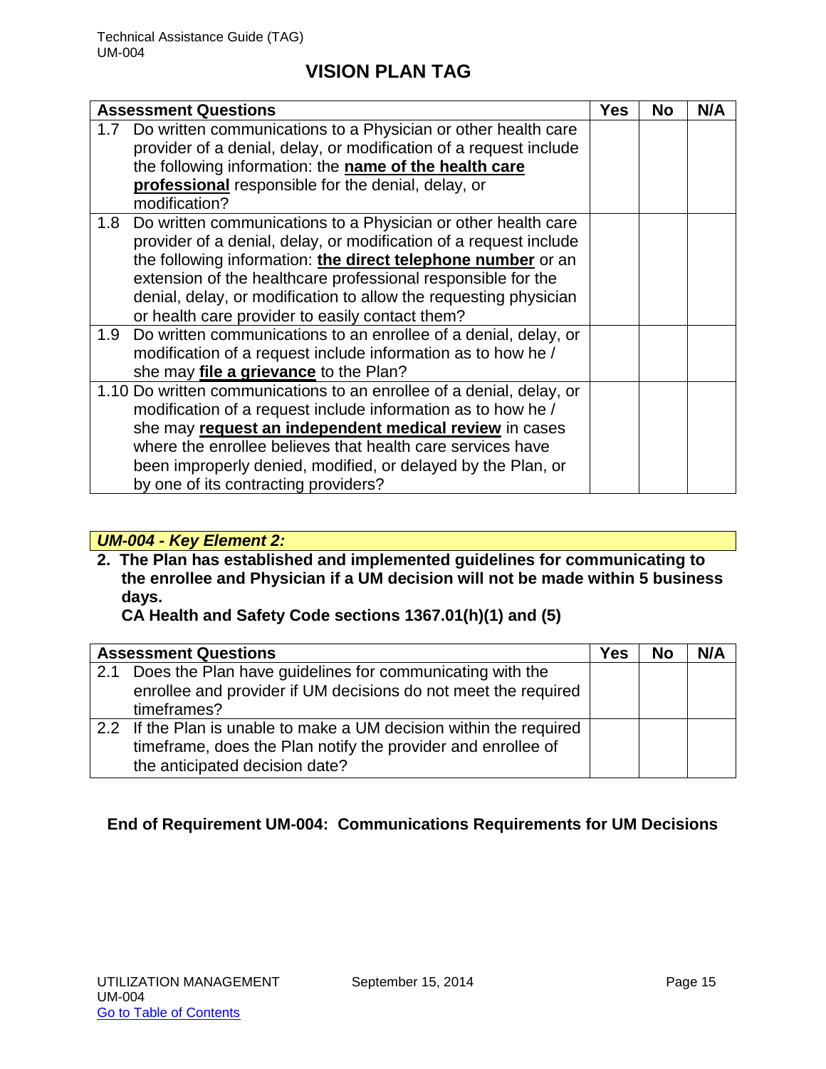# VISION PLAN TAG

| Assessment Questions | Yes | No | N/A |
|---|---|---|---|
| 1.7 Do written communications to a Physician or other health care provider of a denial, delay, or modification of a request include the following information: the **name of the health care professional** responsible for the denial, delay, or modification? | | | |
| 1.8 Do written communications to a Physician or other health care provider of a denial, delay, or modification of a request include the following information: **the direct telephone number** or an extension of the healthcare professional responsible for the denial, delay, or modification to allow the requesting physician or health care provider to easily contact them? | | | |
| 1.9 Do written communications to an enrollee of a denial, delay, or modification of a request include information as to how he / she may **file a grievance** to the Plan? | | | |
| 1.10 Do written communications to an enrollee of a denial, delay, or modification of a request include information as to how he / she may **request an independent medical review** in cases where the enrollee believes that health care services have been improperly denied, modified, or delayed by the Plan, or by one of its contracting providers? | | | |

***UM-004 - Key Element 2:***

**2. The Plan has established and implemented guidelines for communicating to the enrollee and Physician if a UM decision will not be made within 5 business days.**
**CA Health and Safety Code sections 1367.01(h)(1) and (5)**

| Assessment Questions | Yes | No | N/A |
|---|---|---|---|
| 2.1 Does the Plan have guidelines for communicating with the enrollee and provider if UM decisions do not meet the required timeframes? | | | |
| 2.2 If the Plan is unable to make a UM decision within the required timeframe, does the Plan notify the provider and enrollee of the anticipated decision date? | | | |

**End of Requirement UM-004: Communications Requirements for UM Decisions**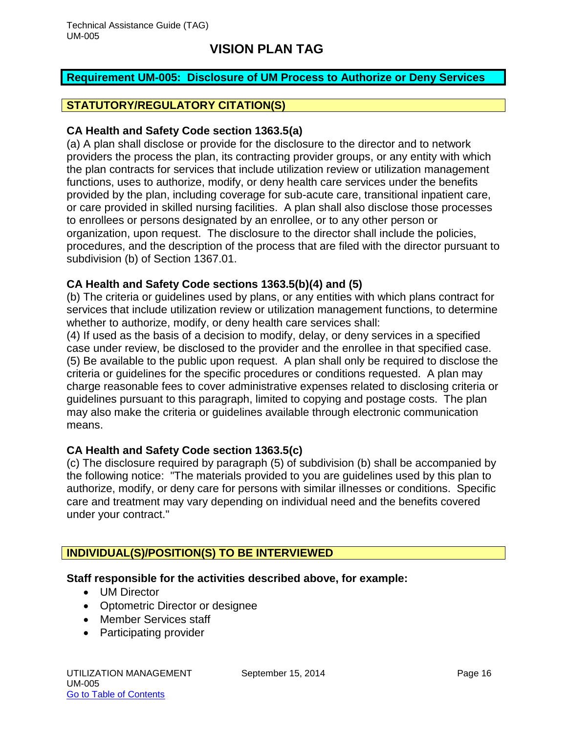# VISION PLAN TAG

## Requirement UM-005: Disclosure of UM Process to Authorize or Deny Services

### STATUTORY/REGULATORY CITATION(S)

**CA Health and Safety Code section 1363.5(a)**

(a) A plan shall disclose or provide for the disclosure to the director and to network providers the process the plan, its contracting provider groups, or any entity with which the plan contracts for services that include utilization review or utilization management functions, uses to authorize, modify, or deny health care services under the benefits provided by the plan, including coverage for sub-acute care, transitional inpatient care, or care provided in skilled nursing facilities. A plan shall also disclose those processes to enrollees or persons designated by an enrollee, or to any other person or organization, upon request. The disclosure to the director shall include the policies, procedures, and the description of the process that are filed with the director pursuant to subdivision (b) of Section 1367.01.

**CA Health and Safety Code sections 1363.5(b)(4) and (5)**

(b) The criteria or guidelines used by plans, or any entities with which plans contract for services that include utilization review or utilization management functions, to determine whether to authorize, modify, or deny health care services shall:

(4) If used as the basis of a decision to modify, delay, or deny services in a specified case under review, be disclosed to the provider and the enrollee in that specified case.

(5) Be available to the public upon request. A plan shall only be required to disclose the criteria or guidelines for the specific procedures or conditions requested. A plan may charge reasonable fees to cover administrative expenses related to disclosing criteria or guidelines pursuant to this paragraph, limited to copying and postage costs. The plan may also make the criteria or guidelines available through electronic communication means.

**CA Health and Safety Code section 1363.5(c)**

(c) The disclosure required by paragraph (5) of subdivision (b) shall be accompanied by the following notice: "The materials provided to you are guidelines used by this plan to authorize, modify, or deny care for persons with similar illnesses or conditions. Specific care and treatment may vary depending on individual need and the benefits covered under your contract."

### INDIVIDUAL(S)/POSITION(S) TO BE INTERVIEWED

**Staff responsible for the activities described above, for example:**

- UM Director
- Optometric Director or designee
- Member Services staff
- Participating provider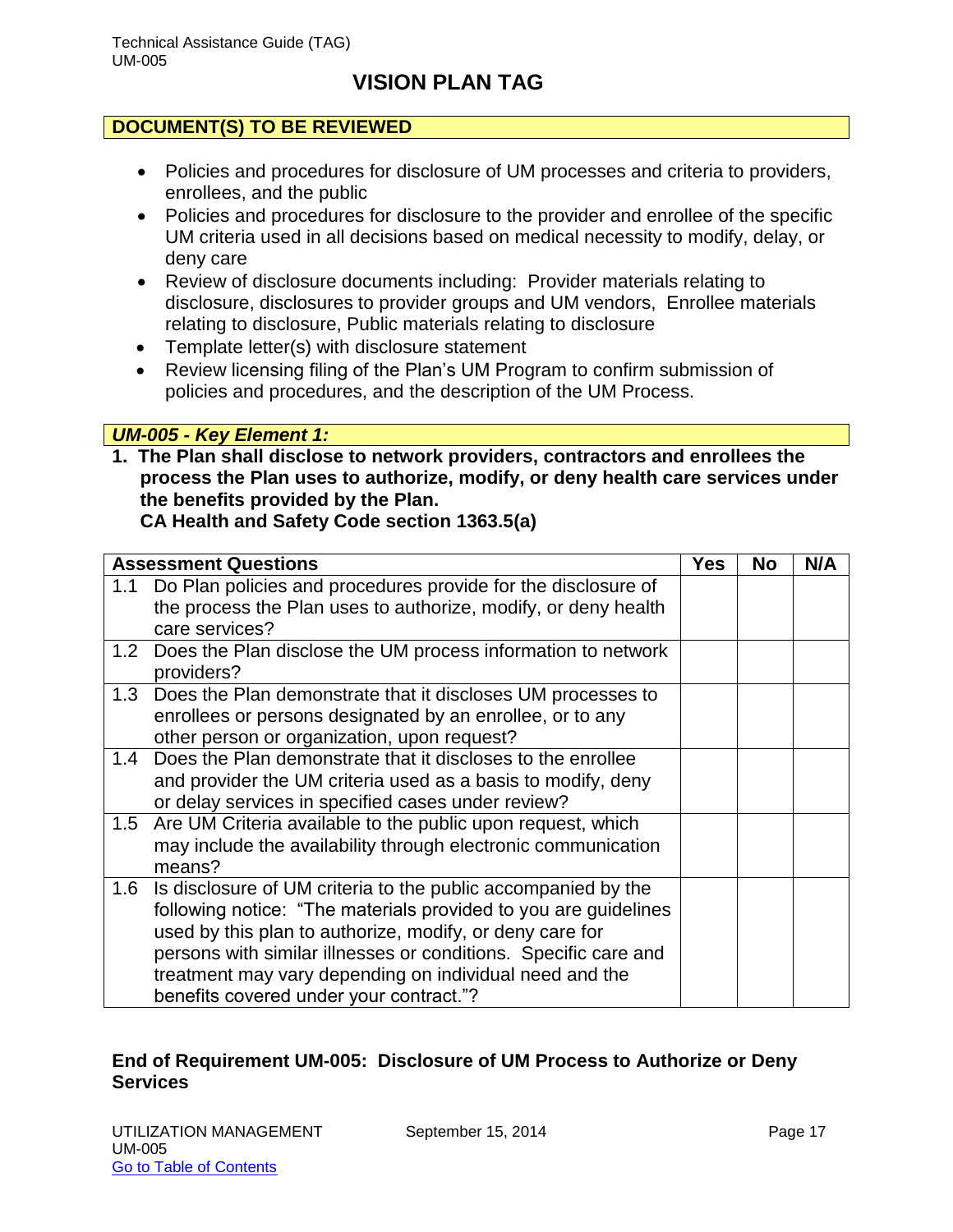## DOCUMENT(S) TO BE REVIEWED

- Policies and procedures for disclosure of UM processes and criteria to providers, enrollees, and the public
- Policies and procedures for disclosure to the provider and enrollee of the specific UM criteria used in all decisions based on medical necessity to modify, delay, or deny care
- Review of disclosure documents including: Provider materials relating to disclosure, disclosures to provider groups and UM vendors, Enrollee materials relating to disclosure, Public materials relating to disclosure
- Template letter(s) with disclosure statement
- Review licensing filing of the Plan's UM Program to confirm submission of policies and procedures, and the description of the UM Process.

### *UM-005 - Key Element 1:*

**1. The Plan shall disclose to network providers, contractors and enrollees the process the Plan uses to authorize, modify, or deny health care services under the benefits provided by the Plan.**
**CA Health and Safety Code section 1363.5(a)**

| Assessment Questions | Yes | No | N/A |
|---|---|---|---|
| 1.1 Do Plan policies and procedures provide for the disclosure of the process the Plan uses to authorize, modify, or deny health care services? | | | |
| 1.2 Does the Plan disclose the UM process information to network providers? | | | |
| 1.3 Does the Plan demonstrate that it discloses UM processes to enrollees or persons designated by an enrollee, or to any other person or organization, upon request? | | | |
| 1.4 Does the Plan demonstrate that it discloses to the enrollee and provider the UM criteria used as a basis to modify, deny or delay services in specified cases under review? | | | |
| 1.5 Are UM Criteria available to the public upon request, which may include the availability through electronic communication means? | | | |
| 1.6 Is disclosure of UM criteria to the public accompanied by the following notice: "The materials provided to you are guidelines used by this plan to authorize, modify, or deny care for persons with similar illnesses or conditions. Specific care and treatment may vary depending on individual need and the benefits covered under your contract."? | | | |

**End of Requirement UM-005: Disclosure of UM Process to Authorize or Deny Services**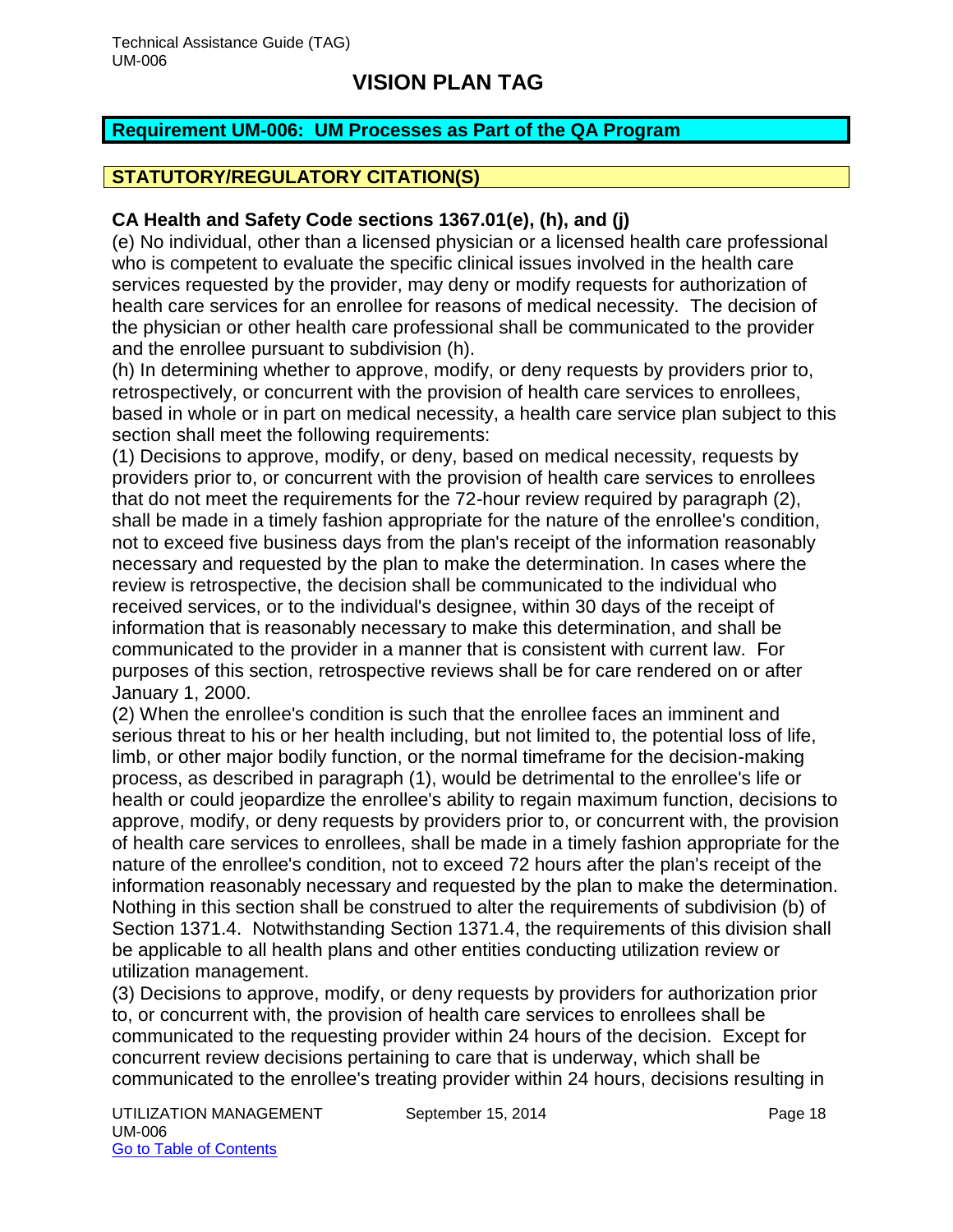# VISION PLAN TAG

## Requirement UM-006: UM Processes as Part of the QA Program

### STATUTORY/REGULATORY CITATION(S)

**CA Health and Safety Code sections 1367.01(e), (h), and (j)**

(e) No individual, other than a licensed physician or a licensed health care professional who is competent to evaluate the specific clinical issues involved in the health care services requested by the provider, may deny or modify requests for authorization of health care services for an enrollee for reasons of medical necessity. The decision of the physician or other health care professional shall be communicated to the provider and the enrollee pursuant to subdivision (h).

(h) In determining whether to approve, modify, or deny requests by providers prior to, retrospectively, or concurrent with the provision of health care services to enrollees, based in whole or in part on medical necessity, a health care service plan subject to this section shall meet the following requirements:

(1) Decisions to approve, modify, or deny, based on medical necessity, requests by providers prior to, or concurrent with the provision of health care services to enrollees that do not meet the requirements for the 72-hour review required by paragraph (2), shall be made in a timely fashion appropriate for the nature of the enrollee's condition, not to exceed five business days from the plan's receipt of the information reasonably necessary and requested by the plan to make the determination. In cases where the review is retrospective, the decision shall be communicated to the individual who received services, or to the individual's designee, within 30 days of the receipt of information that is reasonably necessary to make this determination, and shall be communicated to the provider in a manner that is consistent with current law. For purposes of this section, retrospective reviews shall be for care rendered on or after January 1, 2000.

(2) When the enrollee's condition is such that the enrollee faces an imminent and serious threat to his or her health including, but not limited to, the potential loss of life, limb, or other major bodily function, or the normal timeframe for the decision-making process, as described in paragraph (1), would be detrimental to the enrollee's life or health or could jeopardize the enrollee's ability to regain maximum function, decisions to approve, modify, or deny requests by providers prior to, or concurrent with, the provision of health care services to enrollees, shall be made in a timely fashion appropriate for the nature of the enrollee's condition, not to exceed 72 hours after the plan's receipt of the information reasonably necessary and requested by the plan to make the determination. Nothing in this section shall be construed to alter the requirements of subdivision (b) of Section 1371.4. Notwithstanding Section 1371.4, the requirements of this division shall be applicable to all health plans and other entities conducting utilization review or utilization management.

(3) Decisions to approve, modify, or deny requests by providers for authorization prior to, or concurrent with, the provision of health care services to enrollees shall be communicated to the requesting provider within 24 hours of the decision. Except for concurrent review decisions pertaining to care that is underway, which shall be communicated to the enrollee's treating provider within 24 hours, decisions resulting in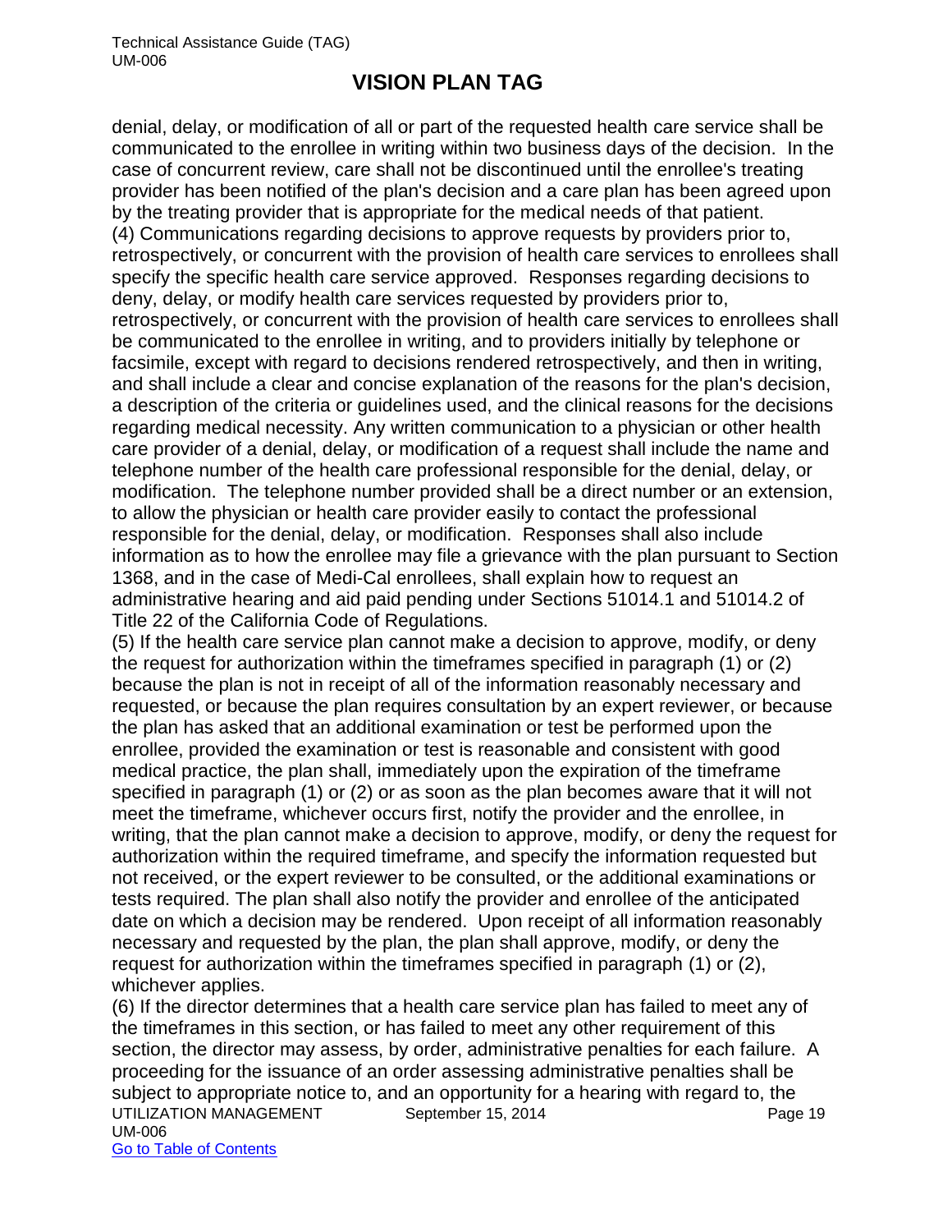denial, delay, or modification of all or part of the requested health care service shall be communicated to the enrollee in writing within two business days of the decision. In the case of concurrent review, care shall not be discontinued until the enrollee's treating provider has been notified of the plan's decision and a care plan has been agreed upon by the treating provider that is appropriate for the medical needs of that patient.

(4) Communications regarding decisions to approve requests by providers prior to, retrospectively, or concurrent with the provision of health care services to enrollees shall specify the specific health care service approved. Responses regarding decisions to deny, delay, or modify health care services requested by providers prior to, retrospectively, or concurrent with the provision of health care services to enrollees shall be communicated to the enrollee in writing, and to providers initially by telephone or facsimile, except with regard to decisions rendered retrospectively, and then in writing, and shall include a clear and concise explanation of the reasons for the plan's decision, a description of the criteria or guidelines used, and the clinical reasons for the decisions regarding medical necessity. Any written communication to a physician or other health care provider of a denial, delay, or modification of a request shall include the name and telephone number of the health care professional responsible for the denial, delay, or modification. The telephone number provided shall be a direct number or an extension, to allow the physician or health care provider easily to contact the professional responsible for the denial, delay, or modification. Responses shall also include information as to how the enrollee may file a grievance with the plan pursuant to Section 1368, and in the case of Medi-Cal enrollees, shall explain how to request an administrative hearing and aid paid pending under Sections 51014.1 and 51014.2 of Title 22 of the California Code of Regulations.

(5) If the health care service plan cannot make a decision to approve, modify, or deny the request for authorization within the timeframes specified in paragraph (1) or (2) because the plan is not in receipt of all of the information reasonably necessary and requested, or because the plan requires consultation by an expert reviewer, or because the plan has asked that an additional examination or test be performed upon the enrollee, provided the examination or test is reasonable and consistent with good medical practice, the plan shall, immediately upon the expiration of the timeframe specified in paragraph (1) or (2) or as soon as the plan becomes aware that it will not meet the timeframe, whichever occurs first, notify the provider and the enrollee, in writing, that the plan cannot make a decision to approve, modify, or deny the request for authorization within the required timeframe, and specify the information requested but not received, or the expert reviewer to be consulted, or the additional examinations or tests required. The plan shall also notify the provider and enrollee of the anticipated date on which a decision may be rendered. Upon receipt of all information reasonably necessary and requested by the plan, the plan shall approve, modify, or deny the request for authorization within the timeframes specified in paragraph (1) or (2), whichever applies.

(6) If the director determines that a health care service plan has failed to meet any of the timeframes in this section, or has failed to meet any other requirement of this section, the director may assess, by order, administrative penalties for each failure. A proceeding for the issuance of an order assessing administrative penalties shall be subject to appropriate notice to, and an opportunity for a hearing with regard to, the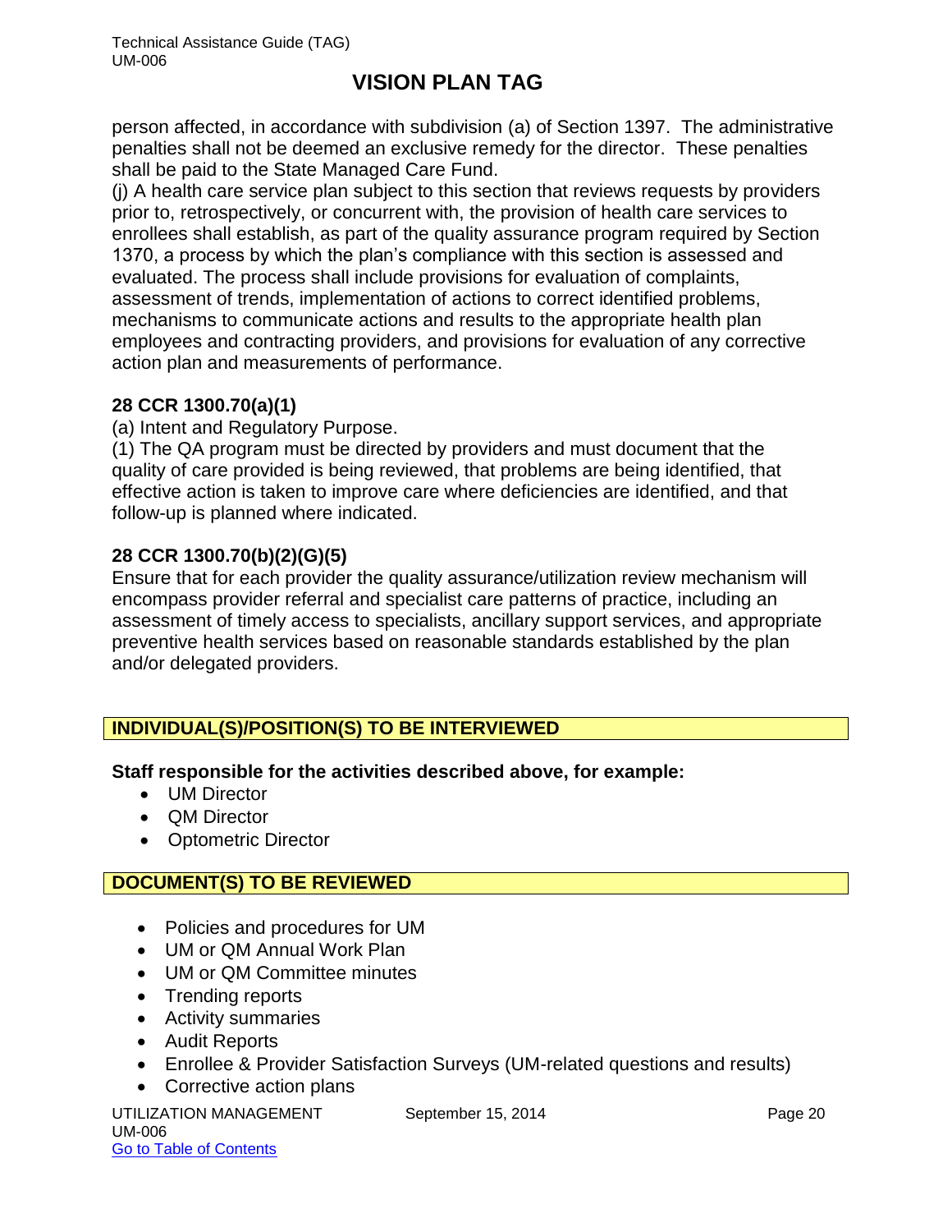person affected, in accordance with subdivision (a) of Section 1397. The administrative penalties shall not be deemed an exclusive remedy for the director. These penalties shall be paid to the State Managed Care Fund.

(j) A health care service plan subject to this section that reviews requests by providers prior to, retrospectively, or concurrent with, the provision of health care services to enrollees shall establish, as part of the quality assurance program required by Section 1370, a process by which the plan's compliance with this section is assessed and evaluated. The process shall include provisions for evaluation of complaints, assessment of trends, implementation of actions to correct identified problems, mechanisms to communicate actions and results to the appropriate health plan employees and contracting providers, and provisions for evaluation of any corrective action plan and measurements of performance.

**28 CCR 1300.70(a)(1)**

(a) Intent and Regulatory Purpose.

(1) The QA program must be directed by providers and must document that the quality of care provided is being reviewed, that problems are being identified, that effective action is taken to improve care where deficiencies are identified, and that follow-up is planned where indicated.

**28 CCR 1300.70(b)(2)(G)(5)**

Ensure that for each provider the quality assurance/utilization review mechanism will encompass provider referral and specialist care patterns of practice, including an assessment of timely access to specialists, ancillary support services, and appropriate preventive health services based on reasonable standards established by the plan and/or delegated providers.

## INDIVIDUAL(S)/POSITION(S) TO BE INTERVIEWED

**Staff responsible for the activities described above, for example:**

- UM Director
- QM Director
- Optometric Director

## DOCUMENT(S) TO BE REVIEWED

- Policies and procedures for UM
- UM or QM Annual Work Plan
- UM or QM Committee minutes
- Trending reports
- Activity summaries
- Audit Reports
- Enrollee & Provider Satisfaction Surveys (UM-related questions and results)
- Corrective action plans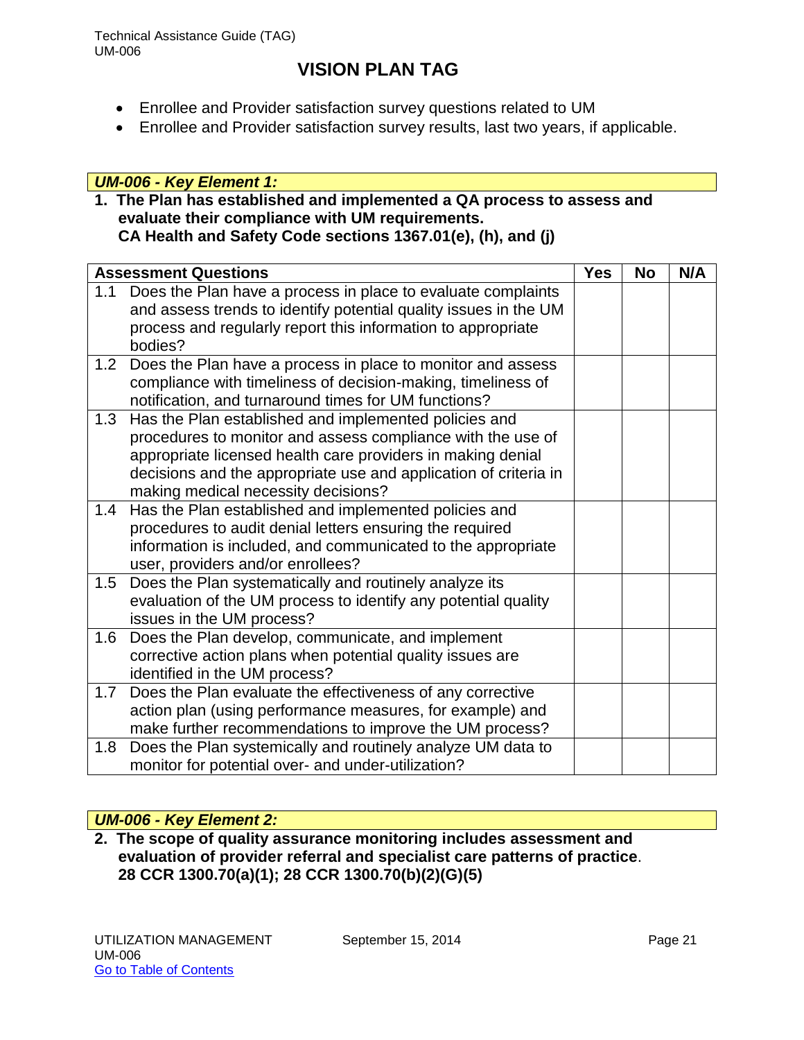- Enrollee and Provider satisfaction survey questions related to UM
- Enrollee and Provider satisfaction survey results, last two years, if applicable.

### *UM-006 - Key Element 1:*

**1. The Plan has established and implemented a QA process to assess and evaluate their compliance with UM requirements. CA Health and Safety Code sections 1367.01(e), (h), and (j)**

| Assessment Questions | Yes | No | N/A |
|---|---|---|---|
| 1.1 Does the Plan have a process in place to evaluate complaints and assess trends to identify potential quality issues in the UM process and regularly report this information to appropriate bodies? | | | |
| 1.2 Does the Plan have a process in place to monitor and assess compliance with timeliness of decision-making, timeliness of notification, and turnaround times for UM functions? | | | |
| 1.3 Has the Plan established and implemented policies and procedures to monitor and assess compliance with the use of appropriate licensed health care providers in making denial decisions and the appropriate use and application of criteria in making medical necessity decisions? | | | |
| 1.4 Has the Plan established and implemented policies and procedures to audit denial letters ensuring the required information is included, and communicated to the appropriate user, providers and/or enrollees? | | | |
| 1.5 Does the Plan systematically and routinely analyze its evaluation of the UM process to identify any potential quality issues in the UM process? | | | |
| 1.6 Does the Plan develop, communicate, and implement corrective action plans when potential quality issues are identified in the UM process? | | | |
| 1.7 Does the Plan evaluate the effectiveness of any corrective action plan (using performance measures, for example) and make further recommendations to improve the UM process? | | | |
| 1.8 Does the Plan systemically and routinely analyze UM data to monitor for potential over- and under-utilization? | | | |

### *UM-006 - Key Element 2:*

**2. The scope of quality assurance monitoring includes assessment and evaluation of provider referral and specialist care patterns of practice. 28 CCR 1300.70(a)(1); 28 CCR 1300.70(b)(2)(G)(5)**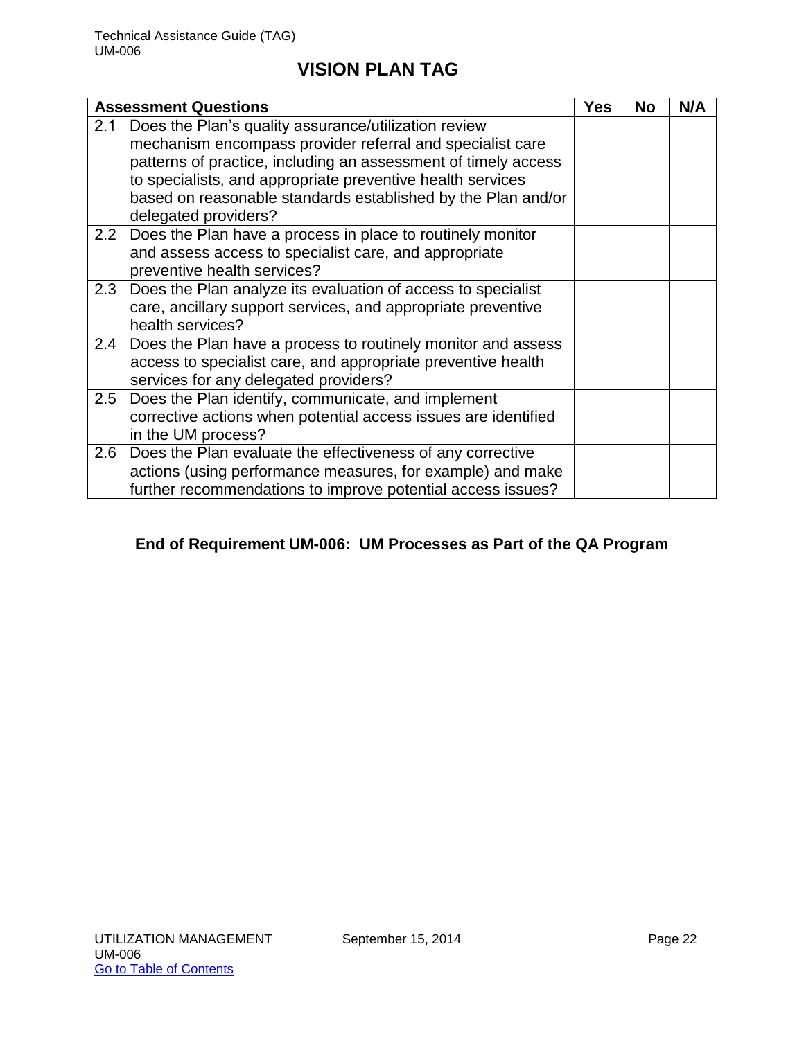# VISION PLAN TAG

| Assessment Questions | Yes | No | N/A |
|---|---|---|---|
| 2.1 Does the Plan's quality assurance/utilization review mechanism encompass provider referral and specialist care patterns of practice, including an assessment of timely access to specialists, and appropriate preventive health services based on reasonable standards established by the Plan and/or delegated providers? | | | |
| 2.2 Does the Plan have a process in place to routinely monitor and assess access to specialist care, and appropriate preventive health services? | | | |
| 2.3 Does the Plan analyze its evaluation of access to specialist care, ancillary support services, and appropriate preventive health services? | | | |
| 2.4 Does the Plan have a process to routinely monitor and assess access to specialist care, and appropriate preventive health services for any delegated providers? | | | |
| 2.5 Does the Plan identify, communicate, and implement corrective actions when potential access issues are identified in the UM process? | | | |
| 2.6 Does the Plan evaluate the effectiveness of any corrective actions (using performance measures, for example) and make further recommendations to improve potential access issues? | | | |

**End of Requirement UM-006: UM Processes as Part of the QA Program**